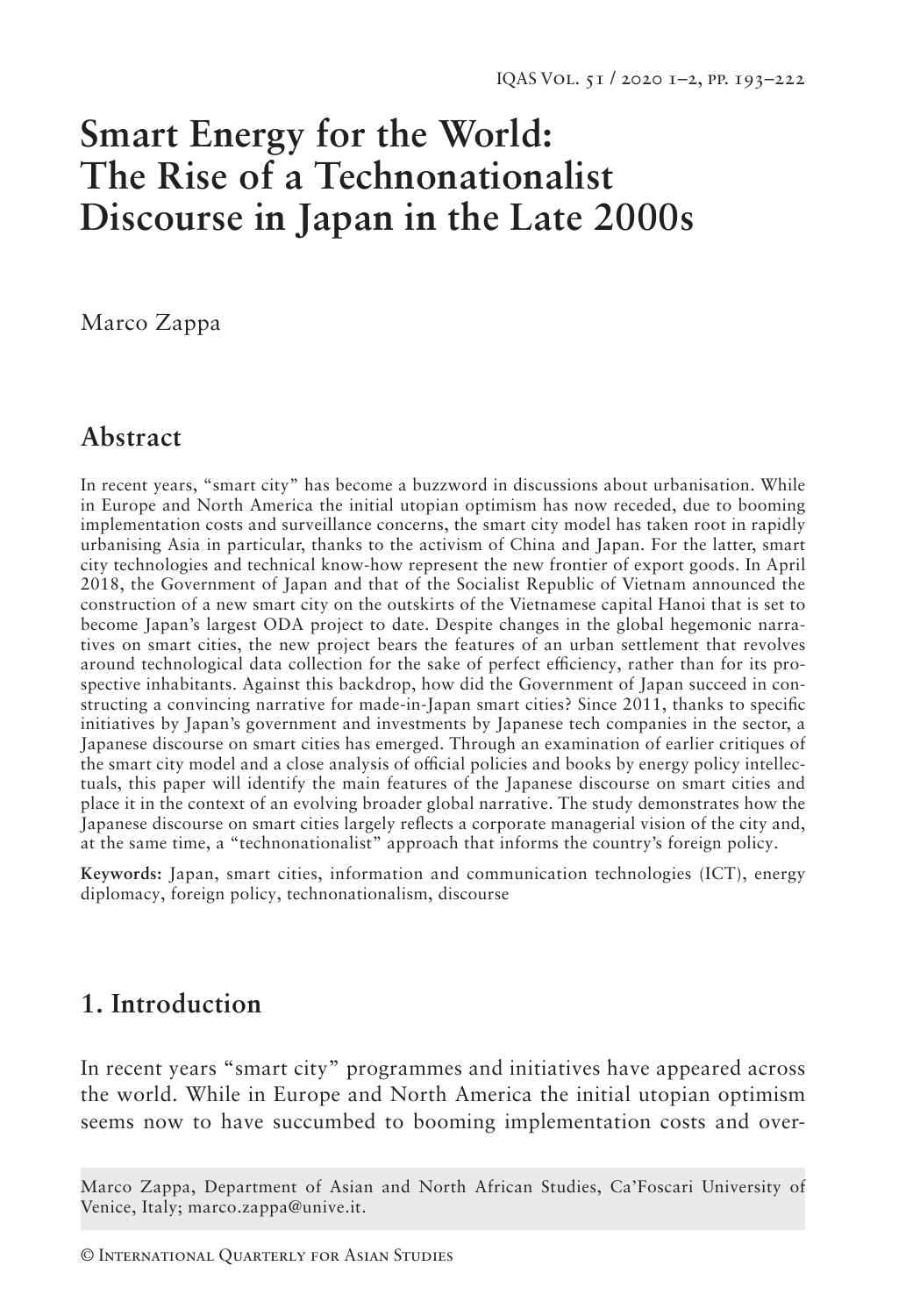# Smart Energy for the World: The Rise of a Technonationalist Discourse in Japan in the Late 2000s

Marco Zappa

## Abstract

In recent years, "smart city" has become a buzzword in discussions about urbanisation. While in Europe and North America the initial utopian optimism has now receded, due to booming implementation costs and surveillance concerns, the smart city model has taken root in rapidly urbanising Asia in particular, thanks to the activism of China and Japan. For the latter, smart city technologies and technical know-how represent the new frontier of export goods. In April 2018, the Government of Japan and that of the Socialist Republic of Vietnam announced the construction of a new smart city on the outskirts of the Vietnamese capital Hanoi that is set to become Japan's largest ODA project to date. Despite changes in the global hegemonic narratives on smart cities, the new project bears the features of an urban settlement that revolves around technological data collection for the sake of perfect efficiency, rather than for its prospective inhabitants. Against this backdrop, how did the Government of Japan succeed in constructing a convincing narrative for made-in-Japan smart cities? Since 2011, thanks to specific initiatives by Japan's government and investments by Japanese tech companies in the sector, a Japanese discourse on smart cities has emerged. Through an examination of earlier critiques of the smart city model and a close analysis of official policies and books by energy policy intellectuals, this paper will identify the main features of the Japanese discourse on smart cities and place it in the context of an evolving broader global narrative. The study demonstrates how the Japanese discourse on smart cities largely reflects a corporate managerial vision of the city and, at the same time, a "technonationalist" approach that informs the country's foreign policy.

**Keywords:** Japan, smart cities, information and communication technologies (ICT), energy diplomacy, foreign policy, technonationalism, discourse

## 1. Introduction

In recent years "smart city" programmes and initiatives have appeared across the world. While in Europe and North America the initial utopian optimism seems now to have succumbed to booming implementation costs and over-

Marco Zappa, Department of Asian and North African Studies, Ca'Foscari University of Venice, Italy; marco.zappa@unive.it.

© International Quarterly for Asian Studies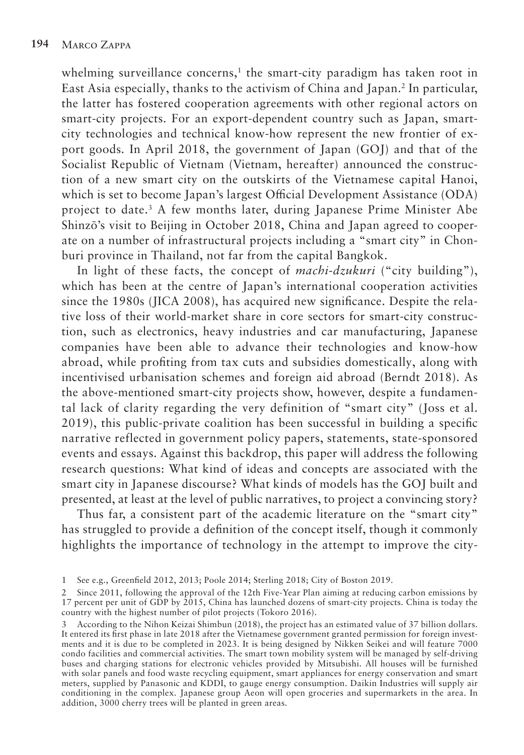whelming surveillance concerns,[1] the smart-city paradigm has taken root in East Asia especially, thanks to the activism of China and Japan.[2] In particular, the latter has fostered cooperation agreements with other regional actors on smart-city projects. For an export-dependent country such as Japan, smart-city technologies and technical know-how represent the new frontier of export goods. In April 2018, the government of Japan (GOJ) and that of the Socialist Republic of Vietnam (Vietnam, hereafter) announced the construction of a new smart city on the outskirts of the Vietnamese capital Hanoi, which is set to become Japan's largest Official Development Assistance (ODA) project to date.[3] A few months later, during Japanese Prime Minister Abe Shinzō's visit to Beijing in October 2018, China and Japan agreed to cooperate on a number of infrastructural projects including a "smart city" in Chonburi province in Thailand, not far from the capital Bangkok.

In light of these facts, the concept of *machi-dzukuri* ("city building"), which has been at the centre of Japan's international cooperation activities since the 1980s (JICA 2008), has acquired new significance. Despite the relative loss of their world-market share in core sectors for smart-city construction, such as electronics, heavy industries and car manufacturing, Japanese companies have been able to advance their technologies and know-how abroad, while profiting from tax cuts and subsidies domestically, along with incentivised urbanisation schemes and foreign aid abroad (Berndt 2018). As the above-mentioned smart-city projects show, however, despite a fundamental lack of clarity regarding the very definition of "smart city" (Joss et al. 2019), this public-private coalition has been successful in building a specific narrative reflected in government policy papers, statements, state-sponsored events and essays. Against this backdrop, this paper will address the following research questions: What kind of ideas and concepts are associated with the smart city in Japanese discourse? What kinds of models has the GOJ built and presented, at least at the level of public narratives, to project a convincing story?

Thus far, a consistent part of the academic literature on the "smart city" has struggled to provide a definition of the concept itself, though it commonly highlights the importance of technology in the attempt to improve the city-

---

1 See e.g., Greenfield 2012, 2013; Poole 2014; Sterling 2018; City of Boston 2019.

2 Since 2011, following the approval of the 12th Five-Year Plan aiming at reducing carbon emissions by 17 percent per unit of GDP by 2015, China has launched dozens of smart-city projects. China is today the country with the highest number of pilot projects (Tokoro 2016).

3 According to the Nihon Keizai Shimbun (2018), the project has an estimated value of 37 billion dollars. It entered its first phase in late 2018 after the Vietnamese government granted permission for foreign investments and it is due to be completed in 2023. It is being designed by Nikken Seikei and will feature 7000 condo facilities and commercial activities. The smart town mobility system will be managed by self-driving buses and charging stations for electronic vehicles provided by Mitsubishi. All houses will be furnished with solar panels and food waste recycling equipment, smart appliances for energy conservation and smart meters, supplied by Panasonic and KDDI, to gauge energy consumption. Daikin Industries will supply air conditioning in the complex. Japanese group Aeon will open groceries and supermarkets in the area. In addition, 3000 cherry trees will be planted in green areas.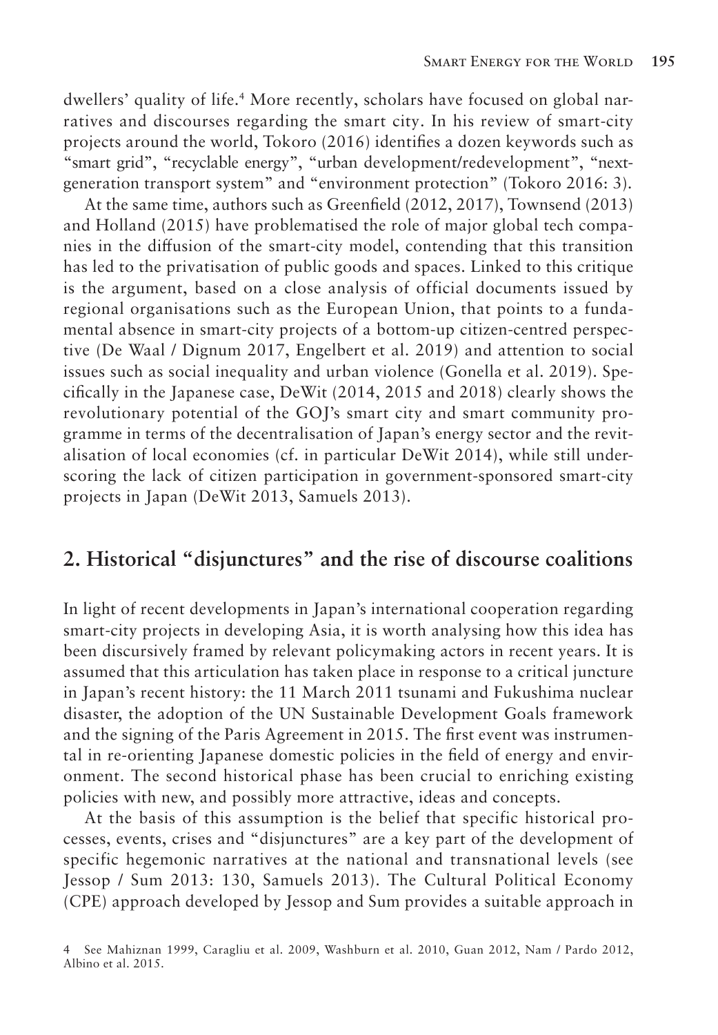dwellers' quality of life.[4] More recently, scholars have focused on global narratives and discourses regarding the smart city. In his review of smart-city projects around the world, Tokoro (2016) identifies a dozen keywords such as "smart grid", "recyclable energy", "urban development/redevelopment", "next-generation transport system" and "environment protection" (Tokoro 2016: 3).

At the same time, authors such as Greenfield (2012, 2017), Townsend (2013) and Holland (2015) have problematised the role of major global tech companies in the diffusion of the smart-city model, contending that this transition has led to the privatisation of public goods and spaces. Linked to this critique is the argument, based on a close analysis of official documents issued by regional organisations such as the European Union, that points to a fundamental absence in smart-city projects of a bottom-up citizen-centred perspective (De Waal / Dignum 2017, Engelbert et al. 2019) and attention to social issues such as social inequality and urban violence (Gonella et al. 2019). Specifically in the Japanese case, DeWit (2014, 2015 and 2018) clearly shows the revolutionary potential of the GOJ's smart city and smart community programme in terms of the decentralisation of Japan's energy sector and the revitalisation of local economies (cf. in particular DeWit 2014), while still underscoring the lack of citizen participation in government-sponsored smart-city projects in Japan (DeWit 2013, Samuels 2013).

## 2. Historical "disjunctures" and the rise of discourse coalitions

In light of recent developments in Japan's international cooperation regarding smart-city projects in developing Asia, it is worth analysing how this idea has been discursively framed by relevant policymaking actors in recent years. It is assumed that this articulation has taken place in response to a critical juncture in Japan's recent history: the 11 March 2011 tsunami and Fukushima nuclear disaster, the adoption of the UN Sustainable Development Goals framework and the signing of the Paris Agreement in 2015. The first event was instrumental in re-orienting Japanese domestic policies in the field of energy and environment. The second historical phase has been crucial to enriching existing policies with new, and possibly more attractive, ideas and concepts.

At the basis of this assumption is the belief that specific historical processes, events, crises and "disjunctures" are a key part of the development of specific hegemonic narratives at the national and transnational levels (see Jessop / Sum 2013: 130, Samuels 2013). The Cultural Political Economy (CPE) approach developed by Jessop and Sum provides a suitable approach in

4 See Mahiznan 1999, Caragliu et al. 2009, Washburn et al. 2010, Guan 2012, Nam / Pardo 2012, Albino et al. 2015.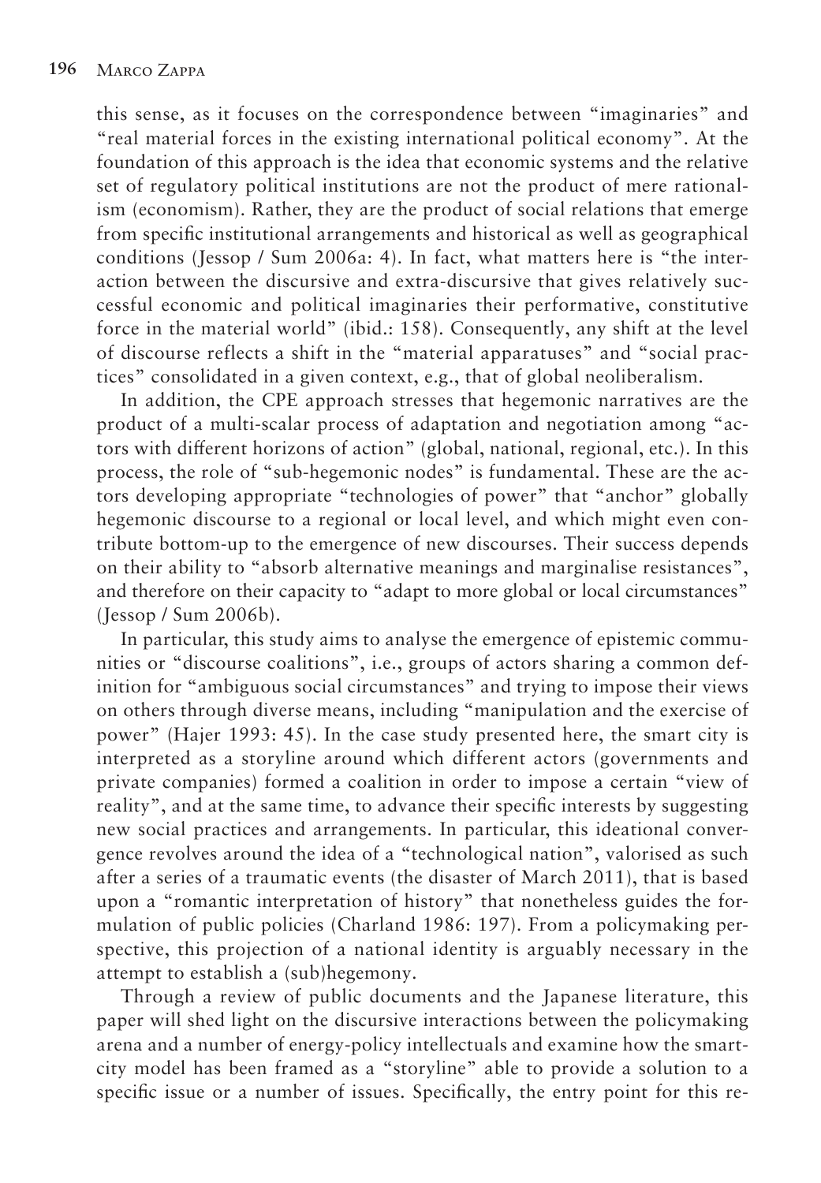this sense, as it focuses on the correspondence between "imaginaries" and "real material forces in the existing international political economy". At the foundation of this approach is the idea that economic systems and the relative set of regulatory political institutions are not the product of mere rationalism (economism). Rather, they are the product of social relations that emerge from specific institutional arrangements and historical as well as geographical conditions (Jessop / Sum 2006a: 4). In fact, what matters here is "the interaction between the discursive and extra-discursive that gives relatively successful economic and political imaginaries their performative, constitutive force in the material world" (ibid.: 158). Consequently, any shift at the level of discourse reflects a shift in the "material apparatuses" and "social practices" consolidated in a given context, e.g., that of global neoliberalism.

In addition, the CPE approach stresses that hegemonic narratives are the product of a multi-scalar process of adaptation and negotiation among "actors with different horizons of action" (global, national, regional, etc.). In this process, the role of "sub-hegemonic nodes" is fundamental. These are the actors developing appropriate "technologies of power" that "anchor" globally hegemonic discourse to a regional or local level, and which might even contribute bottom-up to the emergence of new discourses. Their success depends on their ability to "absorb alternative meanings and marginalise resistances", and therefore on their capacity to "adapt to more global or local circumstances" (Jessop / Sum 2006b).

In particular, this study aims to analyse the emergence of epistemic communities or "discourse coalitions", i.e., groups of actors sharing a common definition for "ambiguous social circumstances" and trying to impose their views on others through diverse means, including "manipulation and the exercise of power" (Hajer 1993: 45). In the case study presented here, the smart city is interpreted as a storyline around which different actors (governments and private companies) formed a coalition in order to impose a certain "view of reality", and at the same time, to advance their specific interests by suggesting new social practices and arrangements. In particular, this ideational convergence revolves around the idea of a "technological nation", valorised as such after a series of a traumatic events (the disaster of March 2011), that is based upon a "romantic interpretation of history" that nonetheless guides the formulation of public policies (Charland 1986: 197). From a policymaking perspective, this projection of a national identity is arguably necessary in the attempt to establish a (sub)hegemony.

Through a review of public documents and the Japanese literature, this paper will shed light on the discursive interactions between the policymaking arena and a number of energy-policy intellectuals and examine how the smart-city model has been framed as a "storyline" able to provide a solution to a specific issue or a number of issues. Specifically, the entry point for this re-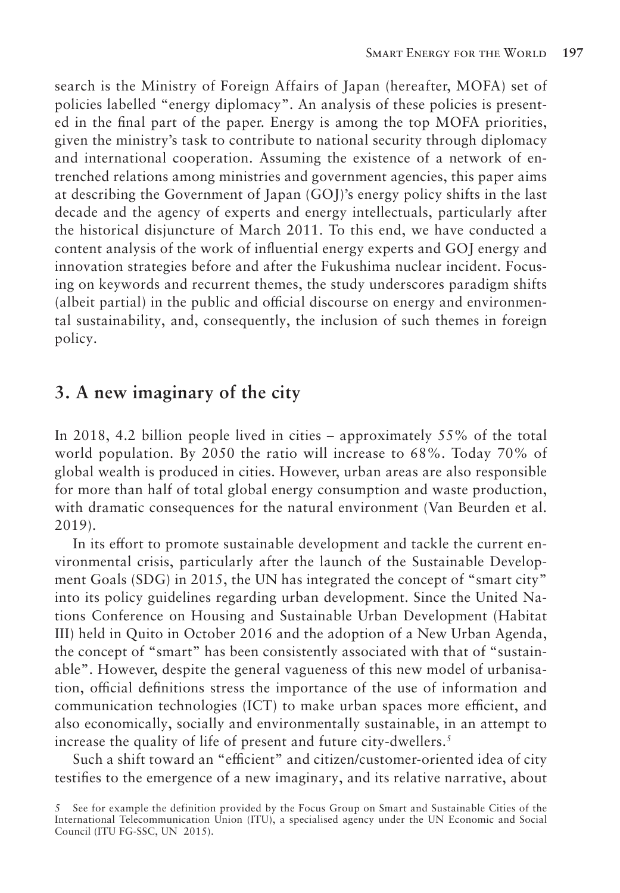search is the Ministry of Foreign Affairs of Japan (hereafter, MOFA) set of policies labelled "energy diplomacy". An analysis of these policies is presented in the final part of the paper. Energy is among the top MOFA priorities, given the ministry's task to contribute to national security through diplomacy and international cooperation. Assuming the existence of a network of entrenched relations among ministries and government agencies, this paper aims at describing the Government of Japan (GOJ)'s energy policy shifts in the last decade and the agency of experts and energy intellectuals, particularly after the historical disjuncture of March 2011. To this end, we have conducted a content analysis of the work of influential energy experts and GOJ energy and innovation strategies before and after the Fukushima nuclear incident. Focusing on keywords and recurrent themes, the study underscores paradigm shifts (albeit partial) in the public and official discourse on energy and environmental sustainability, and, consequently, the inclusion of such themes in foreign policy.

## 3. A new imaginary of the city

In 2018, 4.2 billion people lived in cities – approximately 55% of the total world population. By 2050 the ratio will increase to 68%. Today 70% of global wealth is produced in cities. However, urban areas are also responsible for more than half of total global energy consumption and waste production, with dramatic consequences for the natural environment (Van Beurden et al. 2019).

In its effort to promote sustainable development and tackle the current environmental crisis, particularly after the launch of the Sustainable Development Goals (SDG) in 2015, the UN has integrated the concept of "smart city" into its policy guidelines regarding urban development. Since the United Nations Conference on Housing and Sustainable Urban Development (Habitat III) held in Quito in October 2016 and the adoption of a New Urban Agenda, the concept of "smart" has been consistently associated with that of "sustainable". However, despite the general vagueness of this new model of urbanisation, official definitions stress the importance of the use of information and communication technologies (ICT) to make urban spaces more efficient, and also economically, socially and environmentally sustainable, in an attempt to increase the quality of life of present and future city-dwellers.[5]

Such a shift toward an "efficient" and citizen/customer-oriented idea of city testifies to the emergence of a new imaginary, and its relative narrative, about

5 See for example the definition provided by the Focus Group on Smart and Sustainable Cities of the International Telecommunication Union (ITU), a specialised agency under the UN Economic and Social Council (ITU FG-SSC, UN 2015).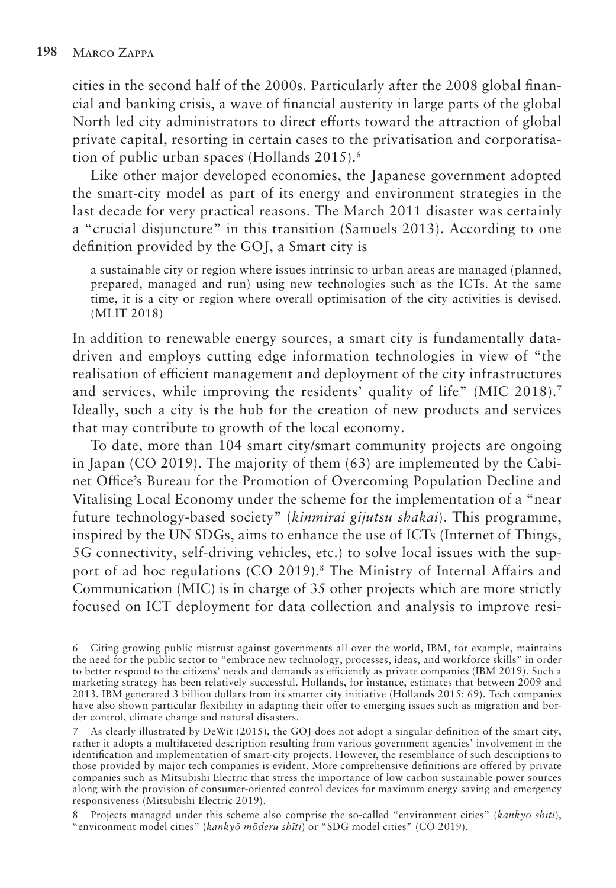cities in the second half of the 2000s. Particularly after the 2008 global financial and banking crisis, a wave of financial austerity in large parts of the global North led city administrators to direct efforts toward the attraction of global private capital, resorting in certain cases to the privatisation and corporatisation of public urban spaces (Hollands 2015).[6]

Like other major developed economies, the Japanese government adopted the smart-city model as part of its energy and environment strategies in the last decade for very practical reasons. The March 2011 disaster was certainly a "crucial disjuncture" in this transition (Samuels 2013). According to one definition provided by the GOJ, a Smart city is

> a sustainable city or region where issues intrinsic to urban areas are managed (planned, prepared, managed and run) using new technologies such as the ICTs. At the same time, it is a city or region where overall optimisation of the city activities is devised. (MLIT 2018)

In addition to renewable energy sources, a smart city is fundamentally data-driven and employs cutting edge information technologies in view of "the realisation of efficient management and deployment of the city infrastructures and services, while improving the residents' quality of life" (MIC 2018).[7] Ideally, such a city is the hub for the creation of new products and services that may contribute to growth of the local economy.

To date, more than 104 smart city/smart community projects are ongoing in Japan (CO 2019). The majority of them (63) are implemented by the Cabinet Office's Bureau for the Promotion of Overcoming Population Decline and Vitalising Local Economy under the scheme for the implementation of a "near future technology-based society" (*kinmirai gijutsu shakai*). This programme, inspired by the UN SDGs, aims to enhance the use of ICTs (Internet of Things, 5G connectivity, self-driving vehicles, etc.) to solve local issues with the support of ad hoc regulations (CO 2019).[8] The Ministry of Internal Affairs and Communication (MIC) is in charge of 35 other projects which are more strictly focused on ICT deployment for data collection and analysis to improve resi-

6 Citing growing public mistrust against governments all over the world, IBM, for example, maintains the need for the public sector to "embrace new technology, processes, ideas, and workforce skills" in order to better respond to the citizens' needs and demands as efficiently as private companies (IBM 2019). Such a marketing strategy has been relatively successful. Hollands, for instance, estimates that between 2009 and 2013, IBM generated 3 billion dollars from its smarter city initiative (Hollands 2015: 69). Tech companies have also shown particular flexibility in adapting their offer to emerging issues such as migration and border control, climate change and natural disasters.

7 As clearly illustrated by DeWit (2015), the GOJ does not adopt a singular definition of the smart city, rather it adopts a multifaceted description resulting from various government agencies' involvement in the identification and implementation of smart-city projects. However, the resemblance of such descriptions to those provided by major tech companies is evident. More comprehensive definitions are offered by private companies such as Mitsubishi Electric that stress the importance of low carbon sustainable power sources along with the provision of consumer-oriented control devices for maximum energy saving and emergency responsiveness (Mitsubishi Electric 2019).

8 Projects managed under this scheme also comprise the so-called "environment cities" (*kankyō shīti*), "environment model cities" (*kankyō mōderu shīti*) or "SDG model cities" (CO 2019).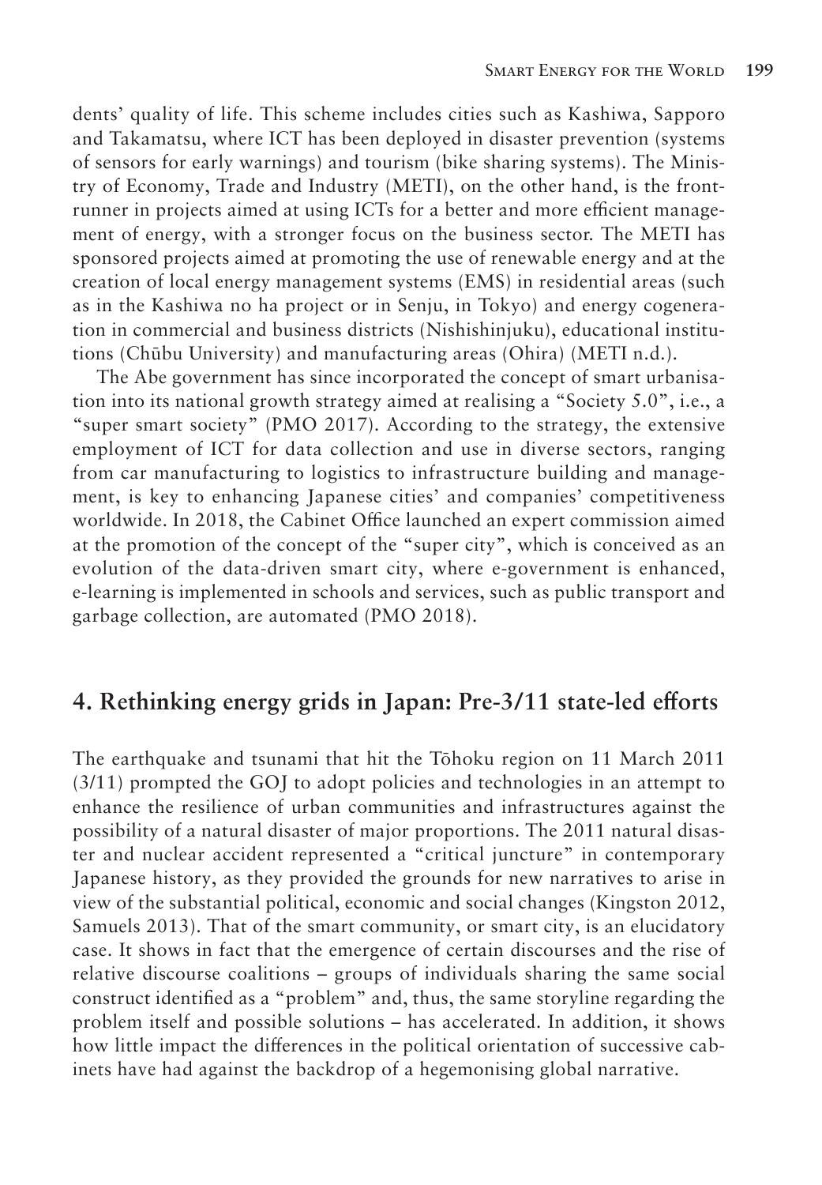dents' quality of life. This scheme includes cities such as Kashiwa, Sapporo and Takamatsu, where ICT has been deployed in disaster prevention (systems of sensors for early warnings) and tourism (bike sharing systems). The Ministry of Economy, Trade and Industry (METI), on the other hand, is the frontrunner in projects aimed at using ICTs for a better and more efficient management of energy, with a stronger focus on the business sector. The METI has sponsored projects aimed at promoting the use of renewable energy and at the creation of local energy management systems (EMS) in residential areas (such as in the Kashiwa no ha project or in Senju, in Tokyo) and energy cogeneration in commercial and business districts (Nishishinjuku), educational institutions (Chūbu University) and manufacturing areas (Ohira) (METI n.d.).

The Abe government has since incorporated the concept of smart urbanisation into its national growth strategy aimed at realising a "Society 5.0", i.e., a "super smart society" (PMO 2017). According to the strategy, the extensive employment of ICT for data collection and use in diverse sectors, ranging from car manufacturing to logistics to infrastructure building and management, is key to enhancing Japanese cities' and companies' competitiveness worldwide. In 2018, the Cabinet Office launched an expert commission aimed at the promotion of the concept of the "super city", which is conceived as an evolution of the data-driven smart city, where e-government is enhanced, e-learning is implemented in schools and services, such as public transport and garbage collection, are automated (PMO 2018).

## 4. Rethinking energy grids in Japan: Pre-3/11 state-led efforts

The earthquake and tsunami that hit the Tōhoku region on 11 March 2011 (3/11) prompted the GOJ to adopt policies and technologies in an attempt to enhance the resilience of urban communities and infrastructures against the possibility of a natural disaster of major proportions. The 2011 natural disaster and nuclear accident represented a "critical juncture" in contemporary Japanese history, as they provided the grounds for new narratives to arise in view of the substantial political, economic and social changes (Kingston 2012, Samuels 2013). That of the smart community, or smart city, is an elucidatory case. It shows in fact that the emergence of certain discourses and the rise of relative discourse coalitions – groups of individuals sharing the same social construct identified as a "problem" and, thus, the same storyline regarding the problem itself and possible solutions – has accelerated. In addition, it shows how little impact the differences in the political orientation of successive cabinets have had against the backdrop of a hegemonising global narrative.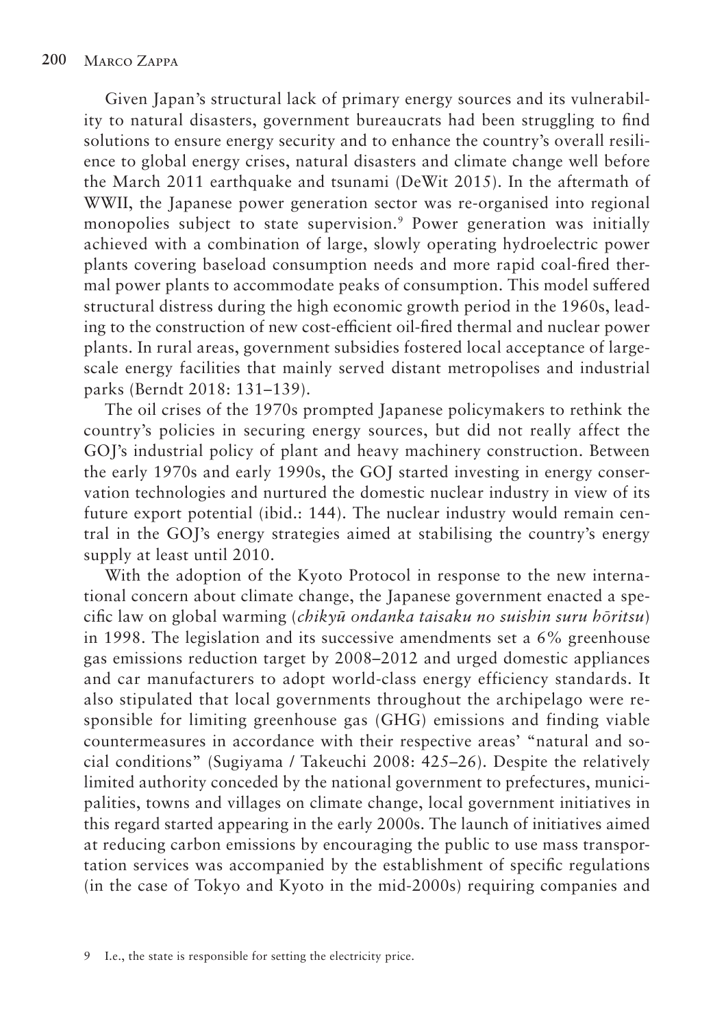Given Japan's structural lack of primary energy sources and its vulnerability to natural disasters, government bureaucrats had been struggling to find solutions to ensure energy security and to enhance the country's overall resilience to global energy crises, natural disasters and climate change well before the March 2011 earthquake and tsunami (DeWit 2015). In the aftermath of WWII, the Japanese power generation sector was re-organised into regional monopolies subject to state supervision.[9] Power generation was initially achieved with a combination of large, slowly operating hydroelectric power plants covering baseload consumption needs and more rapid coal-fired thermal power plants to accommodate peaks of consumption. This model suffered structural distress during the high economic growth period in the 1960s, leading to the construction of new cost-efficient oil-fired thermal and nuclear power plants. In rural areas, government subsidies fostered local acceptance of large-scale energy facilities that mainly served distant metropolises and industrial parks (Berndt 2018: 131–139).

The oil crises of the 1970s prompted Japanese policymakers to rethink the country's policies in securing energy sources, but did not really affect the GOJ's industrial policy of plant and heavy machinery construction. Between the early 1970s and early 1990s, the GOJ started investing in energy conservation technologies and nurtured the domestic nuclear industry in view of its future export potential (ibid.: 144). The nuclear industry would remain central in the GOJ's energy strategies aimed at stabilising the country's energy supply at least until 2010.

With the adoption of the Kyoto Protocol in response to the new international concern about climate change, the Japanese government enacted a specific law on global warming (*chikyū ondanka taisaku no suishin suru hōritsu*) in 1998. The legislation and its successive amendments set a 6% greenhouse gas emissions reduction target by 2008–2012 and urged domestic appliances and car manufacturers to adopt world-class energy efficiency standards. It also stipulated that local governments throughout the archipelago were responsible for limiting greenhouse gas (GHG) emissions and finding viable countermeasures in accordance with their respective areas' "natural and social conditions" (Sugiyama / Takeuchi 2008: 425–26). Despite the relatively limited authority conceded by the national government to prefectures, municipalities, towns and villages on climate change, local government initiatives in this regard started appearing in the early 2000s. The launch of initiatives aimed at reducing carbon emissions by encouraging the public to use mass transportation services was accompanied by the establishment of specific regulations (in the case of Tokyo and Kyoto in the mid-2000s) requiring companies and

9 I.e., the state is responsible for setting the electricity price.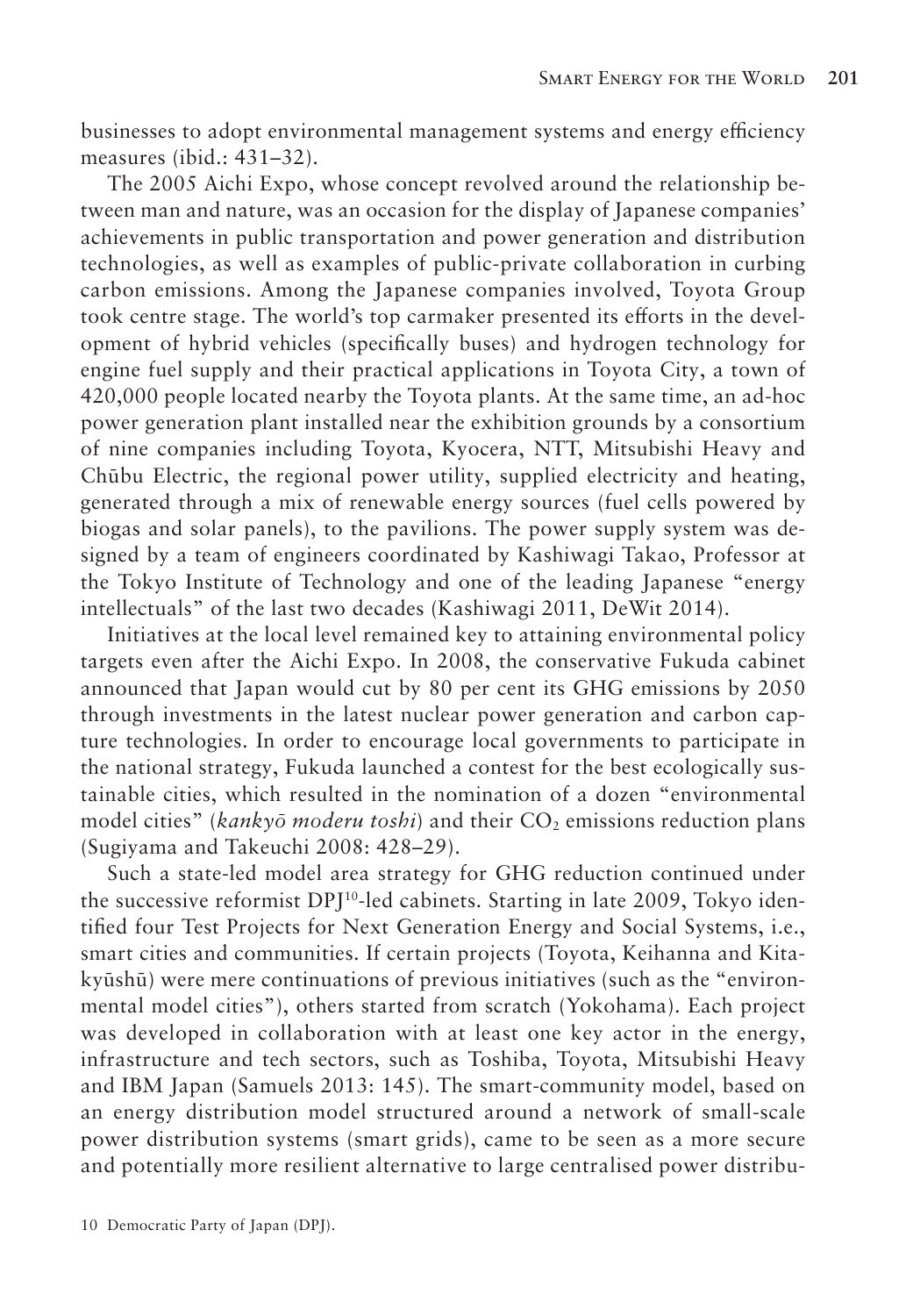businesses to adopt environmental management systems and energy efficiency measures (ibid.: 431–32).

The 2005 Aichi Expo, whose concept revolved around the relationship between man and nature, was an occasion for the display of Japanese companies' achievements in public transportation and power generation and distribution technologies, as well as examples of public-private collaboration in curbing carbon emissions. Among the Japanese companies involved, Toyota Group took centre stage. The world's top carmaker presented its efforts in the development of hybrid vehicles (specifically buses) and hydrogen technology for engine fuel supply and their practical applications in Toyota City, a town of 420,000 people located nearby the Toyota plants. At the same time, an ad-hoc power generation plant installed near the exhibition grounds by a consortium of nine companies including Toyota, Kyocera, NTT, Mitsubishi Heavy and Chūbu Electric, the regional power utility, supplied electricity and heating, generated through a mix of renewable energy sources (fuel cells powered by biogas and solar panels), to the pavilions. The power supply system was designed by a team of engineers coordinated by Kashiwagi Takao, Professor at the Tokyo Institute of Technology and one of the leading Japanese "energy intellectuals" of the last two decades (Kashiwagi 2011, DeWit 2014).

Initiatives at the local level remained key to attaining environmental policy targets even after the Aichi Expo. In 2008, the conservative Fukuda cabinet announced that Japan would cut by 80 per cent its GHG emissions by 2050 through investments in the latest nuclear power generation and carbon capture technologies. In order to encourage local governments to participate in the national strategy, Fukuda launched a contest for the best ecologically sustainable cities, which resulted in the nomination of a dozen "environmental model cities" (*kankyō moderu toshi*) and their $CO_2$ emissions reduction plans (Sugiyama and Takeuchi 2008: 428–29).

Such a state-led model area strategy for GHG reduction continued under the successive reformist DPJ[10]-led cabinets. Starting in late 2009, Tokyo identified four Test Projects for Next Generation Energy and Social Systems, i.e., smart cities and communities. If certain projects (Toyota, Keihanna and Kitakyūshū) were mere continuations of previous initiatives (such as the "environmental model cities"), others started from scratch (Yokohama). Each project was developed in collaboration with at least one key actor in the energy, infrastructure and tech sectors, such as Toshiba, Toyota, Mitsubishi Heavy and IBM Japan (Samuels 2013: 145). The smart-community model, based on an energy distribution model structured around a network of small-scale power distribution systems (smart grids), came to be seen as a more secure and potentially more resilient alternative to large centralised power distribu-

10 Democratic Party of Japan (DPJ).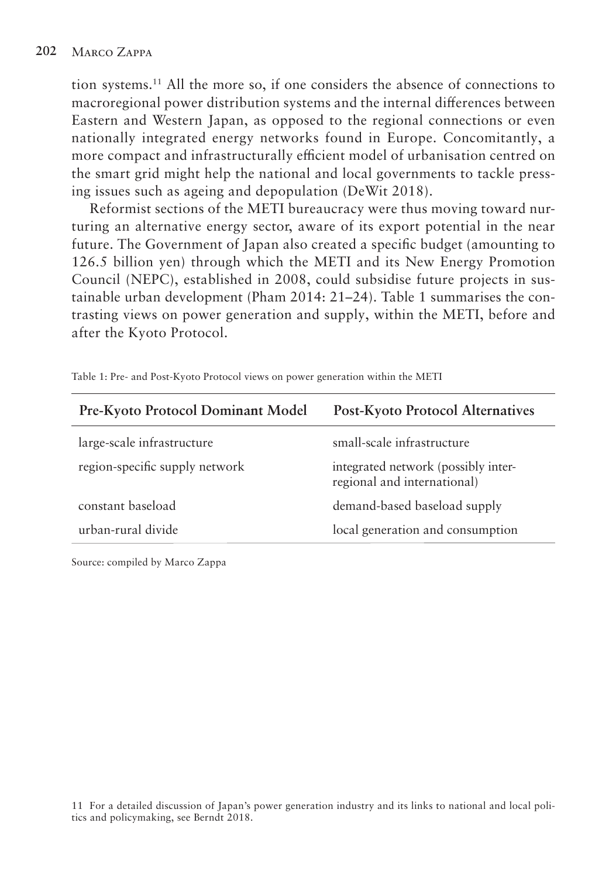tion systems.[11] All the more so, if one considers the absence of connections to macroregional power distribution systems and the internal differences between Eastern and Western Japan, as opposed to the regional connections or even nationally integrated energy networks found in Europe. Concomitantly, a more compact and infrastructurally efficient model of urbanisation centred on the smart grid might help the national and local governments to tackle pressing issues such as ageing and depopulation (DeWit 2018).

Reformist sections of the METI bureaucracy were thus moving toward nurturing an alternative energy sector, aware of its export potential in the near future. The Government of Japan also created a specific budget (amounting to 126.5 billion yen) through which the METI and its New Energy Promotion Council (NEPC), established in 2008, could subsidise future projects in sustainable urban development (Pham 2014: 21–24). Table 1 summarises the contrasting views on power generation and supply, within the METI, before and after the Kyoto Protocol.

Table 1: Pre- and Post-Kyoto Protocol views on power generation within the METI

| Pre-Kyoto Protocol Dominant Model | Post-Kyoto Protocol Alternatives |
|---|---|
| large-scale infrastructure | small-scale infrastructure |
| region-specific supply network | integrated network (possibly interregional and international) |
| constant baseload | demand-based baseload supply |
| urban-rural divide | local generation and consumption |

Source: compiled by Marco Zappa

11 For a detailed discussion of Japan's power generation industry and its links to national and local politics and policymaking, see Berndt 2018.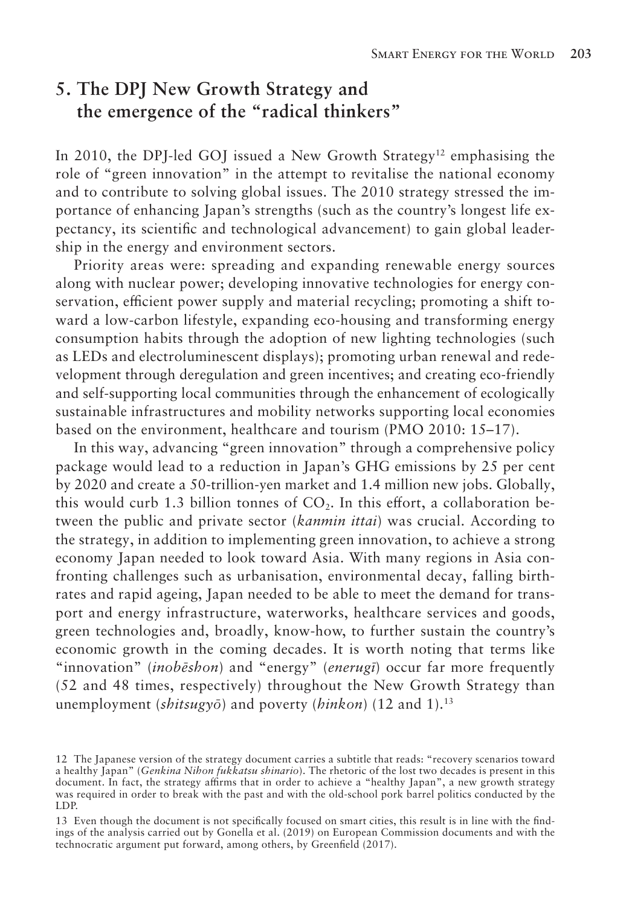## 5. The DPJ New Growth Strategy and the emergence of the "radical thinkers"

In 2010, the DPJ-led GOJ issued a New Growth Strategy[12] emphasising the role of "green innovation" in the attempt to revitalise the national economy and to contribute to solving global issues. The 2010 strategy stressed the importance of enhancing Japan's strengths (such as the country's longest life expectancy, its scientific and technological advancement) to gain global leadership in the energy and environment sectors.

Priority areas were: spreading and expanding renewable energy sources along with nuclear power; developing innovative technologies for energy conservation, efficient power supply and material recycling; promoting a shift toward a low-carbon lifestyle, expanding eco-housing and transforming energy consumption habits through the adoption of new lighting technologies (such as LEDs and electroluminescent displays); promoting urban renewal and redevelopment through deregulation and green incentives; and creating eco-friendly and self-supporting local communities through the enhancement of ecologically sustainable infrastructures and mobility networks supporting local economies based on the environment, healthcare and tourism (PMO 2010: 15–17).

In this way, advancing "green innovation" through a comprehensive policy package would lead to a reduction in Japan's GHG emissions by 25 per cent by 2020 and create a 50-trillion-yen market and 1.4 million new jobs. Globally, this would curb 1.3 billion tonnes of $CO_2$. In this effort, a collaboration between the public and private sector (*kanmin ittai*) was crucial. According to the strategy, in addition to implementing green innovation, to achieve a strong economy Japan needed to look toward Asia. With many regions in Asia confronting challenges such as urbanisation, environmental decay, falling birthrates and rapid ageing, Japan needed to be able to meet the demand for transport and energy infrastructure, waterworks, healthcare services and goods, green technologies and, broadly, know-how, to further sustain the country's economic growth in the coming decades. It is worth noting that terms like "innovation" (*inobēshon*) and "energy" (*enerugī*) occur far more frequently (52 and 48 times, respectively) throughout the New Growth Strategy than unemployment (*shitsugyō*) and poverty (*hinkon*) (12 and 1).[13]

12 The Japanese version of the strategy document carries a subtitle that reads: "recovery scenarios toward a healthy Japan" (*Genkina Nihon fukkatsu shinario*). The rhetoric of the lost two decades is present in this document. In fact, the strategy affirms that in order to achieve a "healthy Japan", a new growth strategy was required in order to break with the past and with the old-school pork barrel politics conducted by the LDP.

13 Even though the document is not specifically focused on smart cities, this result is in line with the findings of the analysis carried out by Gonella et al. (2019) on European Commission documents and with the technocratic argument put forward, among others, by Greenfield (2017).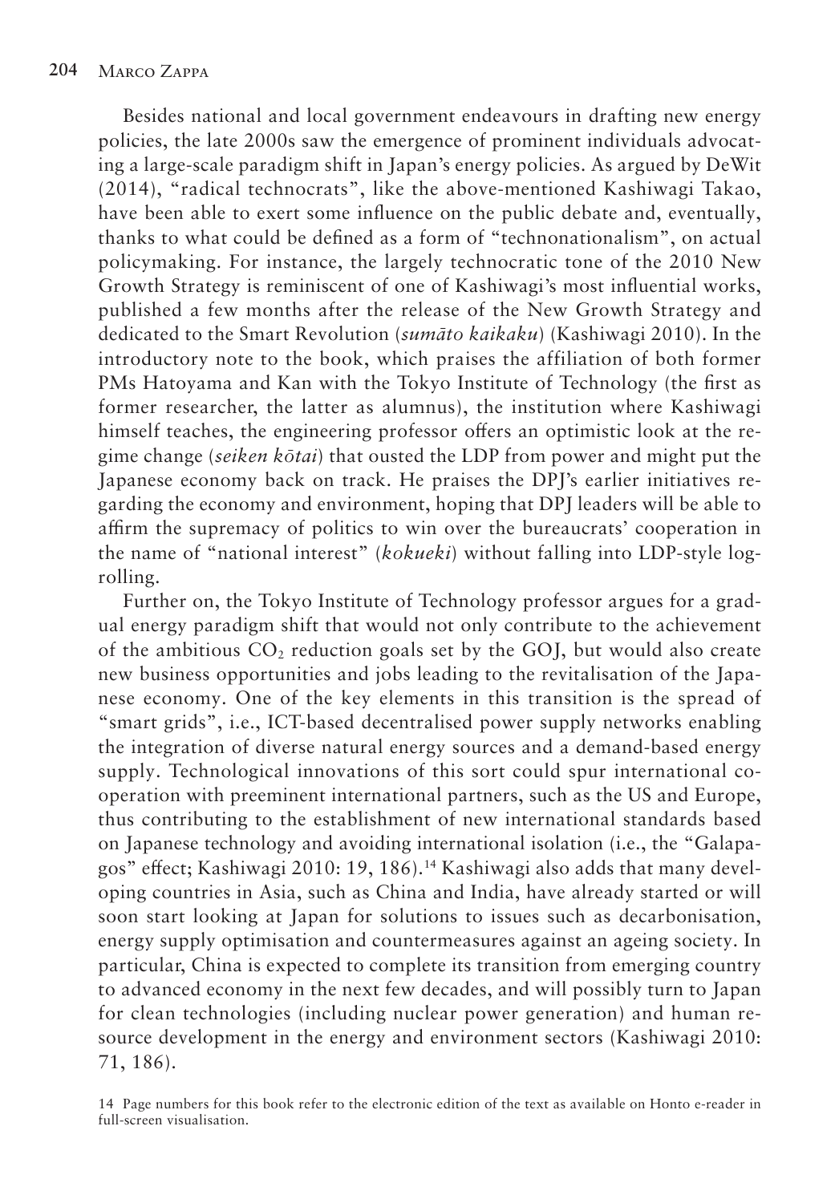Besides national and local government endeavours in drafting new energy policies, the late 2000s saw the emergence of prominent individuals advocating a large-scale paradigm shift in Japan's energy policies. As argued by DeWit (2014), "radical technocrats", like the above-mentioned Kashiwagi Takao, have been able to exert some influence on the public debate and, eventually, thanks to what could be defined as a form of "technonationalism", on actual policymaking. For instance, the largely technocratic tone of the 2010 New Growth Strategy is reminiscent of one of Kashiwagi's most influential works, published a few months after the release of the New Growth Strategy and dedicated to the Smart Revolution (*sumāto kaikaku*) (Kashiwagi 2010). In the introductory note to the book, which praises the affiliation of both former PMs Hatoyama and Kan with the Tokyo Institute of Technology (the first as former researcher, the latter as alumnus), the institution where Kashiwagi himself teaches, the engineering professor offers an optimistic look at the regime change (*seiken kōtai*) that ousted the LDP from power and might put the Japanese economy back on track. He praises the DPJ's earlier initiatives regarding the economy and environment, hoping that DPJ leaders will be able to affirm the supremacy of politics to win over the bureaucrats' cooperation in the name of "national interest" (*kokueki*) without falling into LDP-style logrolling.

Further on, the Tokyo Institute of Technology professor argues for a gradual energy paradigm shift that would not only contribute to the achievement of the ambitious $CO_2$ reduction goals set by the GOJ, but would also create new business opportunities and jobs leading to the revitalisation of the Japanese economy. One of the key elements in this transition is the spread of "smart grids", i.e., ICT-based decentralised power supply networks enabling the integration of diverse natural energy sources and a demand-based energy supply. Technological innovations of this sort could spur international cooperation with preeminent international partners, such as the US and Europe, thus contributing to the establishment of new international standards based on Japanese technology and avoiding international isolation (i.e., the "Galapagos" effect; Kashiwagi 2010: 19, 186).[14] Kashiwagi also adds that many developing countries in Asia, such as China and India, have already started or will soon start looking at Japan for solutions to issues such as decarbonisation, energy supply optimisation and countermeasures against an ageing society. In particular, China is expected to complete its transition from emerging country to advanced economy in the next few decades, and will possibly turn to Japan for clean technologies (including nuclear power generation) and human resource development in the energy and environment sectors (Kashiwagi 2010: 71, 186).

14 Page numbers for this book refer to the electronic edition of the text as available on Honto e-reader in full-screen visualisation.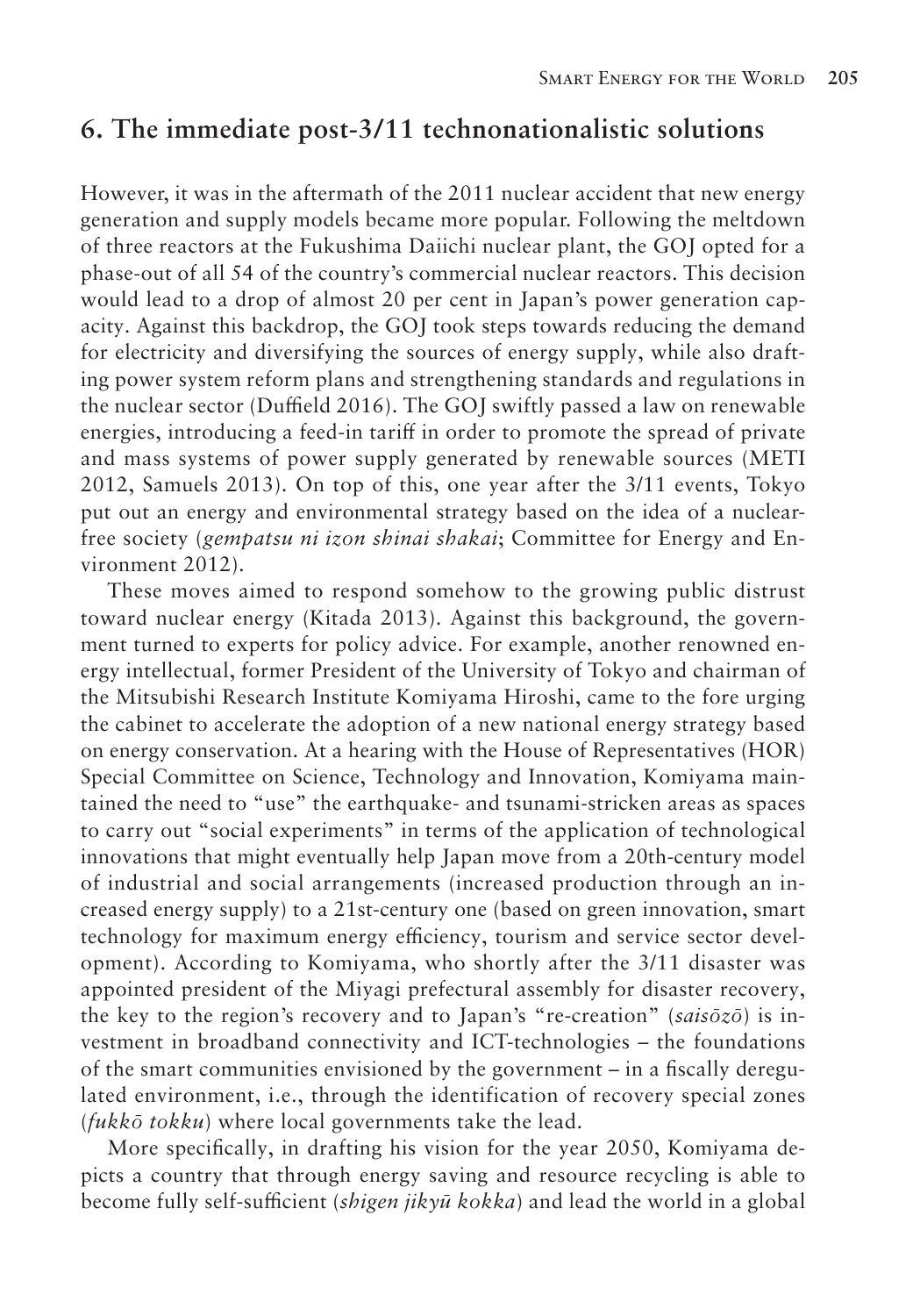## 6. The immediate post-3/11 technonationalistic solutions

However, it was in the aftermath of the 2011 nuclear accident that new energy generation and supply models became more popular. Following the meltdown of three reactors at the Fukushima Daiichi nuclear plant, the GOJ opted for a phase-out of all 54 of the country's commercial nuclear reactors. This decision would lead to a drop of almost 20 per cent in Japan's power generation capacity. Against this backdrop, the GOJ took steps towards reducing the demand for electricity and diversifying the sources of energy supply, while also drafting power system reform plans and strengthening standards and regulations in the nuclear sector (Duffield 2016). The GOJ swiftly passed a law on renewable energies, introducing a feed-in tariff in order to promote the spread of private and mass systems of power supply generated by renewable sources (METI 2012, Samuels 2013). On top of this, one year after the 3/11 events, Tokyo put out an energy and environmental strategy based on the idea of a nuclear-free society (*gempatsu ni izon shinai shakai*; Committee for Energy and Environment 2012).

These moves aimed to respond somehow to the growing public distrust toward nuclear energy (Kitada 2013). Against this background, the government turned to experts for policy advice. For example, another renowned energy intellectual, former President of the University of Tokyo and chairman of the Mitsubishi Research Institute Komiyama Hiroshi, came to the fore urging the cabinet to accelerate the adoption of a new national energy strategy based on energy conservation. At a hearing with the House of Representatives (HOR) Special Committee on Science, Technology and Innovation, Komiyama maintained the need to "use" the earthquake- and tsunami-stricken areas as spaces to carry out "social experiments" in terms of the application of technological innovations that might eventually help Japan move from a 20th-century model of industrial and social arrangements (increased production through an increased energy supply) to a 21st-century one (based on green innovation, smart technology for maximum energy efficiency, tourism and service sector development). According to Komiyama, who shortly after the 3/11 disaster was appointed president of the Miyagi prefectural assembly for disaster recovery, the key to the region's recovery and to Japan's "re-creation" (*saisōzō*) is investment in broadband connectivity and ICT-technologies – the foundations of the smart communities envisioned by the government – in a fiscally deregulated environment, i.e., through the identification of recovery special zones (*fukkō tokku*) where local governments take the lead.

More specifically, in drafting his vision for the year 2050, Komiyama depicts a country that through energy saving and resource recycling is able to become fully self-sufficient (*shigen jikyū kokka*) and lead the world in a global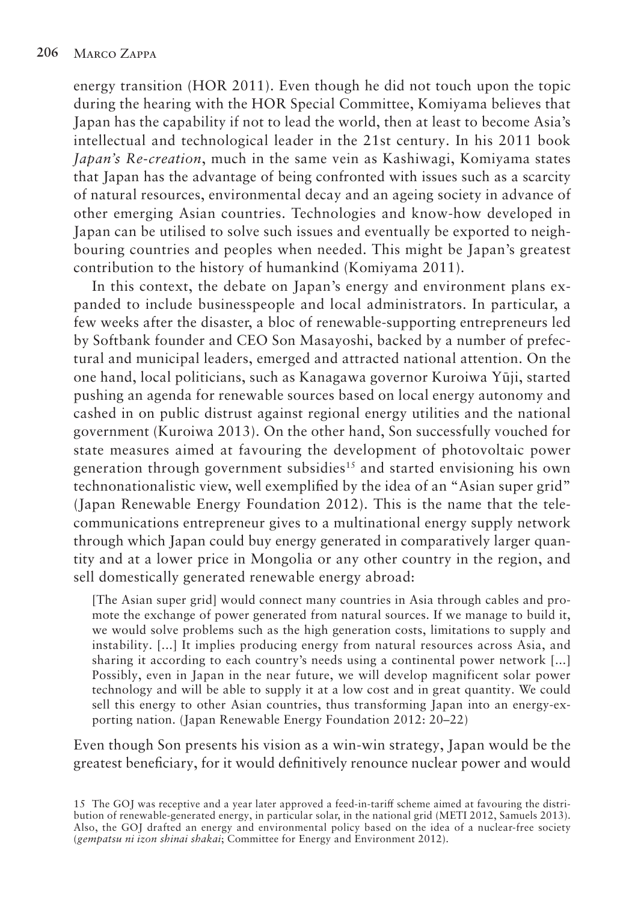energy transition (HOR 2011). Even though he did not touch upon the topic during the hearing with the HOR Special Committee, Komiyama believes that Japan has the capability if not to lead the world, then at least to become Asia's intellectual and technological leader in the 21st century. In his 2011 book *Japan's Re-creation*, much in the same vein as Kashiwagi, Komiyama states that Japan has the advantage of being confronted with issues such as a scarcity of natural resources, environmental decay and an ageing society in advance of other emerging Asian countries. Technologies and know-how developed in Japan can be utilised to solve such issues and eventually be exported to neighbouring countries and peoples when needed. This might be Japan's greatest contribution to the history of humankind (Komiyama 2011).

In this context, the debate on Japan's energy and environment plans expanded to include businesspeople and local administrators. In particular, a few weeks after the disaster, a bloc of renewable-supporting entrepreneurs led by Softbank founder and CEO Son Masayoshi, backed by a number of prefectural and municipal leaders, emerged and attracted national attention. On the one hand, local politicians, such as Kanagawa governor Kuroiwa Yūji, started pushing an agenda for renewable sources based on local energy autonomy and cashed in on public distrust against regional energy utilities and the national government (Kuroiwa 2013). On the other hand, Son successfully vouched for state measures aimed at favouring the development of photovoltaic power generation through government subsidies[15] and started envisioning his own technonationalistic view, well exemplified by the idea of an "Asian super grid" (Japan Renewable Energy Foundation 2012). This is the name that the telecommunications entrepreneur gives to a multinational energy supply network through which Japan could buy energy generated in comparatively larger quantity and at a lower price in Mongolia or any other country in the region, and sell domestically generated renewable energy abroad:

> [The Asian super grid] would connect many countries in Asia through cables and promote the exchange of power generated from natural sources. If we manage to build it, we would solve problems such as the high generation costs, limitations to supply and instability. [...] It implies producing energy from natural resources across Asia, and sharing it according to each country's needs using a continental power network [...] Possibly, even in Japan in the near future, we will develop magnificent solar power technology and will be able to supply it at a low cost and in great quantity. We could sell this energy to other Asian countries, thus transforming Japan into an energy-exporting nation. (Japan Renewable Energy Foundation 2012: 20–22)

Even though Son presents his vision as a win-win strategy, Japan would be the greatest beneficiary, for it would definitively renounce nuclear power and would

15 The GOJ was receptive and a year later approved a feed-in-tariff scheme aimed at favouring the distribution of renewable-generated energy, in particular solar, in the national grid (METI 2012, Samuels 2013). Also, the GOJ drafted an energy and environmental policy based on the idea of a nuclear-free society (*gempatsu ni izon shinai shakai*; Committee for Energy and Environment 2012).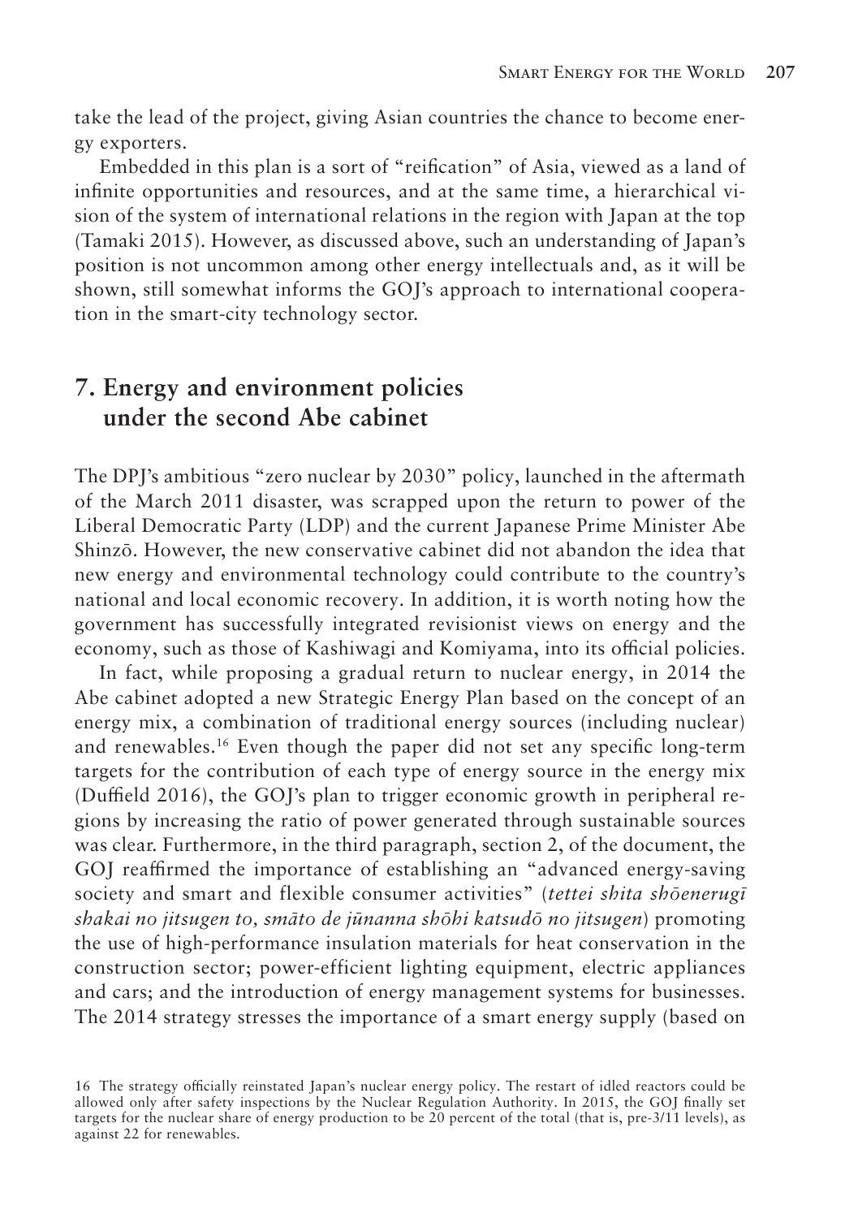take the lead of the project, giving Asian countries the chance to become energy exporters.

Embedded in this plan is a sort of "reification" of Asia, viewed as a land of infinite opportunities and resources, and at the same time, a hierarchical vision of the system of international relations in the region with Japan at the top (Tamaki 2015). However, as discussed above, such an understanding of Japan's position is not uncommon among other energy intellectuals and, as it will be shown, still somewhat informs the GOJ's approach to international cooperation in the smart-city technology sector.

## 7. Energy and environment policies under the second Abe cabinet

The DPJ's ambitious "zero nuclear by 2030" policy, launched in the aftermath of the March 2011 disaster, was scrapped upon the return to power of the Liberal Democratic Party (LDP) and the current Japanese Prime Minister Abe Shinzō. However, the new conservative cabinet did not abandon the idea that new energy and environmental technology could contribute to the country's national and local economic recovery. In addition, it is worth noting how the government has successfully integrated revisionist views on energy and the economy, such as those of Kashiwagi and Komiyama, into its official policies.

In fact, while proposing a gradual return to nuclear energy, in 2014 the Abe cabinet adopted a new Strategic Energy Plan based on the concept of an energy mix, a combination of traditional energy sources (including nuclear) and renewables.[16] Even though the paper did not set any specific long-term targets for the contribution of each type of energy source in the energy mix (Duffield 2016), the GOJ's plan to trigger economic growth in peripheral regions by increasing the ratio of power generated through sustainable sources was clear. Furthermore, in the third paragraph, section 2, of the document, the GOJ reaffirmed the importance of establishing an "advanced energy-saving society and smart and flexible consumer activities" (*tettei shita shōenerugī shakai no jitsugen to, smāto de jūnanna shōhi katsudō no jitsugen*) promoting the use of high-performance insulation materials for heat conservation in the construction sector; power-efficient lighting equipment, electric appliances and cars; and the introduction of energy management systems for businesses. The 2014 strategy stresses the importance of a smart energy supply (based on

16 The strategy officially reinstated Japan's nuclear energy policy. The restart of idled reactors could be allowed only after safety inspections by the Nuclear Regulation Authority. In 2015, the GOJ finally set targets for the nuclear share of energy production to be 20 percent of the total (that is, pre-3/11 levels), as against 22 for renewables.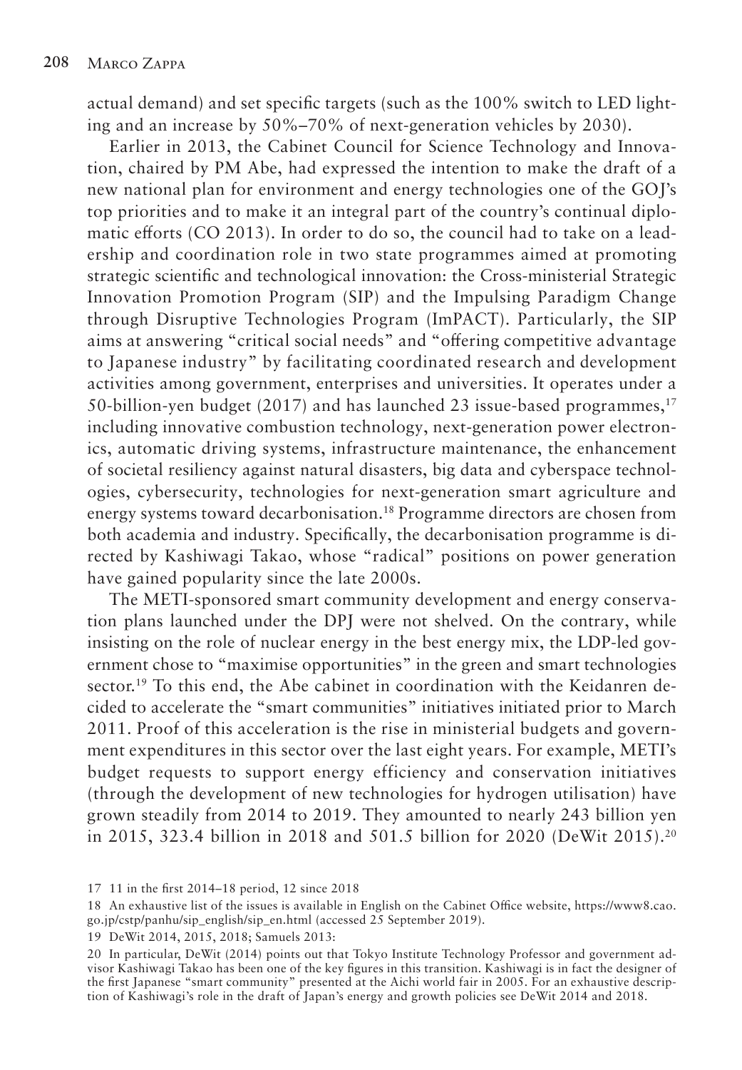actual demand) and set specific targets (such as the 100% switch to LED lighting and an increase by 50%–70% of next-generation vehicles by 2030).

Earlier in 2013, the Cabinet Council for Science Technology and Innovation, chaired by PM Abe, had expressed the intention to make the draft of a new national plan for environment and energy technologies one of the GOJ's top priorities and to make it an integral part of the country's continual diplomatic efforts (CO 2013). In order to do so, the council had to take on a leadership and coordination role in two state programmes aimed at promoting strategic scientific and technological innovation: the Cross-ministerial Strategic Innovation Promotion Program (SIP) and the Impulsing Paradigm Change through Disruptive Technologies Program (ImPACT). Particularly, the SIP aims at answering "critical social needs" and "offering competitive advantage to Japanese industry" by facilitating coordinated research and development activities among government, enterprises and universities. It operates under a 50-billion-yen budget (2017) and has launched 23 issue-based programmes,[17] including innovative combustion technology, next-generation power electronics, automatic driving systems, infrastructure maintenance, the enhancement of societal resiliency against natural disasters, big data and cyberspace technologies, cybersecurity, technologies for next-generation smart agriculture and energy systems toward decarbonisation.[18] Programme directors are chosen from both academia and industry. Specifically, the decarbonisation programme is directed by Kashiwagi Takao, whose "radical" positions on power generation have gained popularity since the late 2000s.

The METI-sponsored smart community development and energy conservation plans launched under the DPJ were not shelved. On the contrary, while insisting on the role of nuclear energy in the best energy mix, the LDP-led government chose to "maximise opportunities" in the green and smart technologies sector.[19] To this end, the Abe cabinet in coordination with the Keidanren decided to accelerate the "smart communities" initiatives initiated prior to March 2011. Proof of this acceleration is the rise in ministerial budgets and government expenditures in this sector over the last eight years. For example, METI's budget requests to support energy efficiency and conservation initiatives (through the development of new technologies for hydrogen utilisation) have grown steadily from 2014 to 2019. They amounted to nearly 243 billion yen in 2015, 323.4 billion in 2018 and 501.5 billion for 2020 (DeWit 2015).[20]

17 11 in the first 2014–18 period, 12 since 2018

18 An exhaustive list of the issues is available in English on the Cabinet Office website, https://www8.cao.go.jp/cstp/panhu/sip_english/sip_en.html (accessed 25 September 2019).

19 DeWit 2014, 2015, 2018; Samuels 2013:

20 In particular, DeWit (2014) points out that Tokyo Institute Technology Professor and government advisor Kashiwagi Takao has been one of the key figures in this transition. Kashiwagi is in fact the designer of the first Japanese "smart community" presented at the Aichi world fair in 2005. For an exhaustive description of Kashiwagi's role in the draft of Japan's energy and growth policies see DeWit 2014 and 2018.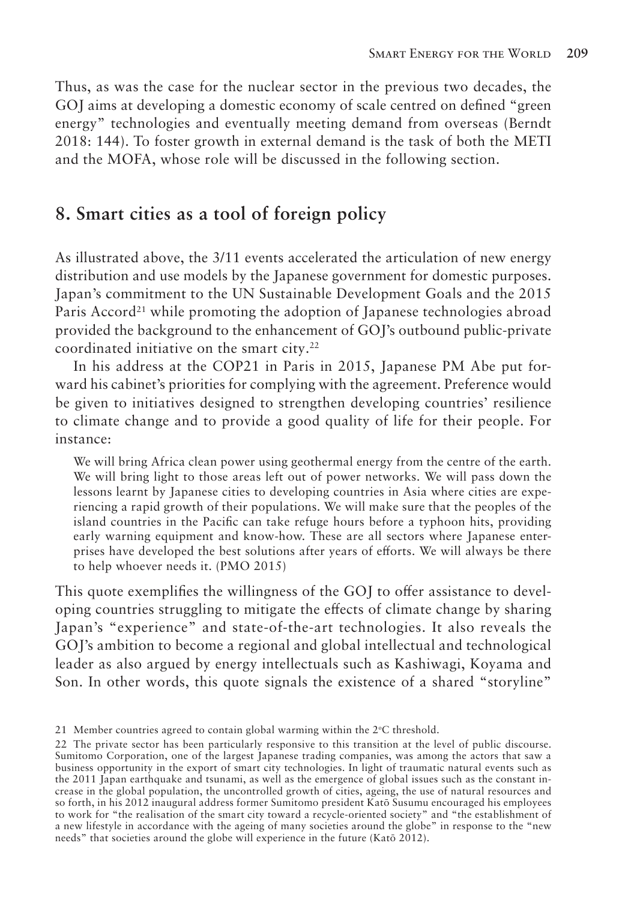Thus, as was the case for the nuclear sector in the previous two decades, the GOJ aims at developing a domestic economy of scale centred on defined "green energy" technologies and eventually meeting demand from overseas (Berndt 2018: 144). To foster growth in external demand is the task of both the METI and the MOFA, whose role will be discussed in the following section.

## 8. Smart cities as a tool of foreign policy

As illustrated above, the 3/11 events accelerated the articulation of new energy distribution and use models by the Japanese government for domestic purposes. Japan's commitment to the UN Sustainable Development Goals and the 2015 Paris Accord[21] while promoting the adoption of Japanese technologies abroad provided the background to the enhancement of GOJ's outbound public-private coordinated initiative on the smart city.[22]

In his address at the COP21 in Paris in 2015, Japanese PM Abe put forward his cabinet's priorities for complying with the agreement. Preference would be given to initiatives designed to strengthen developing countries' resilience to climate change and to provide a good quality of life for their people. For instance:

> We will bring Africa clean power using geothermal energy from the centre of the earth. We will bring light to those areas left out of power networks. We will pass down the lessons learnt by Japanese cities to developing countries in Asia where cities are experiencing a rapid growth of their populations. We will make sure that the peoples of the island countries in the Pacific can take refuge hours before a typhoon hits, providing early warning equipment and know-how. These are all sectors where Japanese enterprises have developed the best solutions after years of efforts. We will always be there to help whoever needs it. (PMO 2015)

This quote exemplifies the willingness of the GOJ to offer assistance to developing countries struggling to mitigate the effects of climate change by sharing Japan's "experience" and state-of-the-art technologies. It also reveals the GOJ's ambition to become a regional and global intellectual and technological leader as also argued by energy intellectuals such as Kashiwagi, Koyama and Son. In other words, this quote signals the existence of a shared "storyline"

---

21 Member countries agreed to contain global warming within the 2°C threshold.

22 The private sector has been particularly responsive to this transition at the level of public discourse. Sumitomo Corporation, one of the largest Japanese trading companies, was among the actors that saw a business opportunity in the export of smart city technologies. In light of traumatic natural events such as the 2011 Japan earthquake and tsunami, as well as the emergence of global issues such as the constant increase in the global population, the uncontrolled growth of cities, ageing, the use of natural resources and so forth, in his 2012 inaugural address former Sumitomo president Katō Susumu encouraged his employees to work for "the realisation of the smart city toward a recycle-oriented society" and "the establishment of a new lifestyle in accordance with the ageing of many societies around the globe" in response to the "new needs" that societies around the globe will experience in the future (Katō 2012).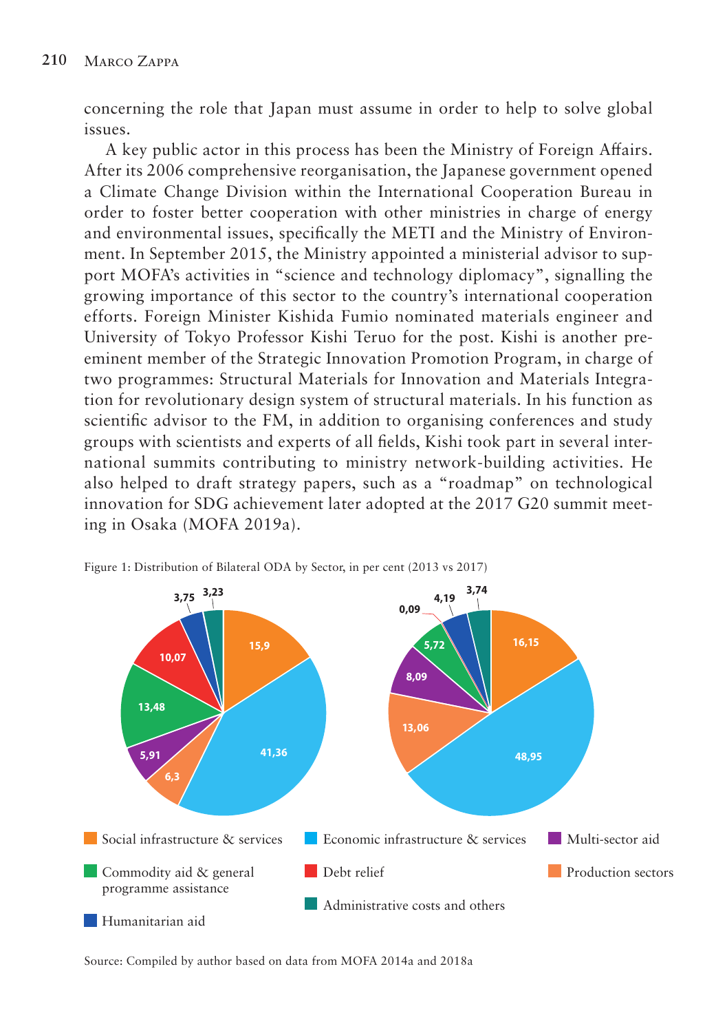concerning the role that Japan must assume in order to help to solve global issues.

A key public actor in this process has been the Ministry of Foreign Affairs. After its 2006 comprehensive reorganisation, the Japanese government opened a Climate Change Division within the International Cooperation Bureau in order to foster better cooperation with other ministries in charge of energy and environmental issues, specifically the METI and the Ministry of Environment. In September 2015, the Ministry appointed a ministerial advisor to support MOFA's activities in "science and technology diplomacy", signalling the growing importance of this sector to the country's international cooperation efforts. Foreign Minister Kishida Fumio nominated materials engineer and University of Tokyo Professor Kishi Teruo for the post. Kishi is another preeminent member of the Strategic Innovation Promotion Program, in charge of two programmes: Structural Materials for Innovation and Materials Integration for revolutionary design system of structural materials. In his function as scientific advisor to the FM, in addition to organising conferences and study groups with scientists and experts of all fields, Kishi took part in several international summits contributing to ministry network-building activities. He also helped to draft strategy papers, such as a "roadmap" on technological innovation for SDG achievement later adopted at the 2017 G20 summit meeting in Osaka (MOFA 2019a).

Figure 1: Distribution of Bilateral ODA by Sector, in per cent (2013 vs 2017)

| Sector | 2013 | 2017 |
|---|---|---|
| Social infrastructure & services | 15,9 | 16,15 |
| Economic infrastructure & services | 41,36 | 48,95 |
| Production sectors | 6,3 | 13,06 |
| Multi-sector aid | 5,91 | 8,09 |
| Commodity aid & general programme assistance | 13,48 | 5,72 |
| Debt relief | 10,07 | 0,09 |
| Humanitarian aid | 3,75 | 4,19 |
| Administrative costs and others | 3,23 | 3,74 |

Source: Compiled by author based on data from MOFA 2014a and 2018a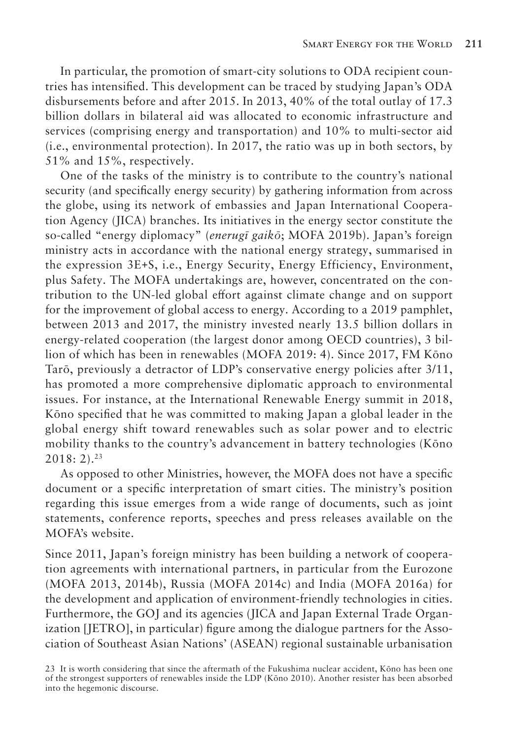In particular, the promotion of smart-city solutions to ODA recipient countries has intensified. This development can be traced by studying Japan's ODA disbursements before and after 2015. In 2013, 40% of the total outlay of 17.3 billion dollars in bilateral aid was allocated to economic infrastructure and services (comprising energy and transportation) and 10% to multi-sector aid (i.e., environmental protection). In 2017, the ratio was up in both sectors, by 51% and 15%, respectively.

One of the tasks of the ministry is to contribute to the country's national security (and specifically energy security) by gathering information from across the globe, using its network of embassies and Japan International Cooperation Agency (JICA) branches. Its initiatives in the energy sector constitute the so-called "energy diplomacy" (*enerugī gaikō*; MOFA 2019b). Japan's foreign ministry acts in accordance with the national energy strategy, summarised in the expression 3E+S, i.e., Energy Security, Energy Efficiency, Environment, plus Safety. The MOFA undertakings are, however, concentrated on the contribution to the UN-led global effort against climate change and on support for the improvement of global access to energy. According to a 2019 pamphlet, between 2013 and 2017, the ministry invested nearly 13.5 billion dollars in energy-related cooperation (the largest donor among OECD countries), 3 billion of which has been in renewables (MOFA 2019: 4). Since 2017, FM Kōno Tarō, previously a detractor of LDP's conservative energy policies after 3/11, has promoted a more comprehensive diplomatic approach to environmental issues. For instance, at the International Renewable Energy summit in 2018, Kōno specified that he was committed to making Japan a global leader in the global energy shift toward renewables such as solar power and to electric mobility thanks to the country's advancement in battery technologies (Kōno 2018: 2).[23]

As opposed to other Ministries, however, the MOFA does not have a specific document or a specific interpretation of smart cities. The ministry's position regarding this issue emerges from a wide range of documents, such as joint statements, conference reports, speeches and press releases available on the MOFA's website.

Since 2011, Japan's foreign ministry has been building a network of cooperation agreements with international partners, in particular from the Eurozone (MOFA 2013, 2014b), Russia (MOFA 2014c) and India (MOFA 2016a) for the development and application of environment-friendly technologies in cities. Furthermore, the GOJ and its agencies (JICA and Japan External Trade Organization [JETRO], in particular) figure among the dialogue partners for the Association of Southeast Asian Nations' (ASEAN) regional sustainable urbanisation

23 It is worth considering that since the aftermath of the Fukushima nuclear accident, Kōno has been one of the strongest supporters of renewables inside the LDP (Kōno 2010). Another resister has been absorbed into the hegemonic discourse.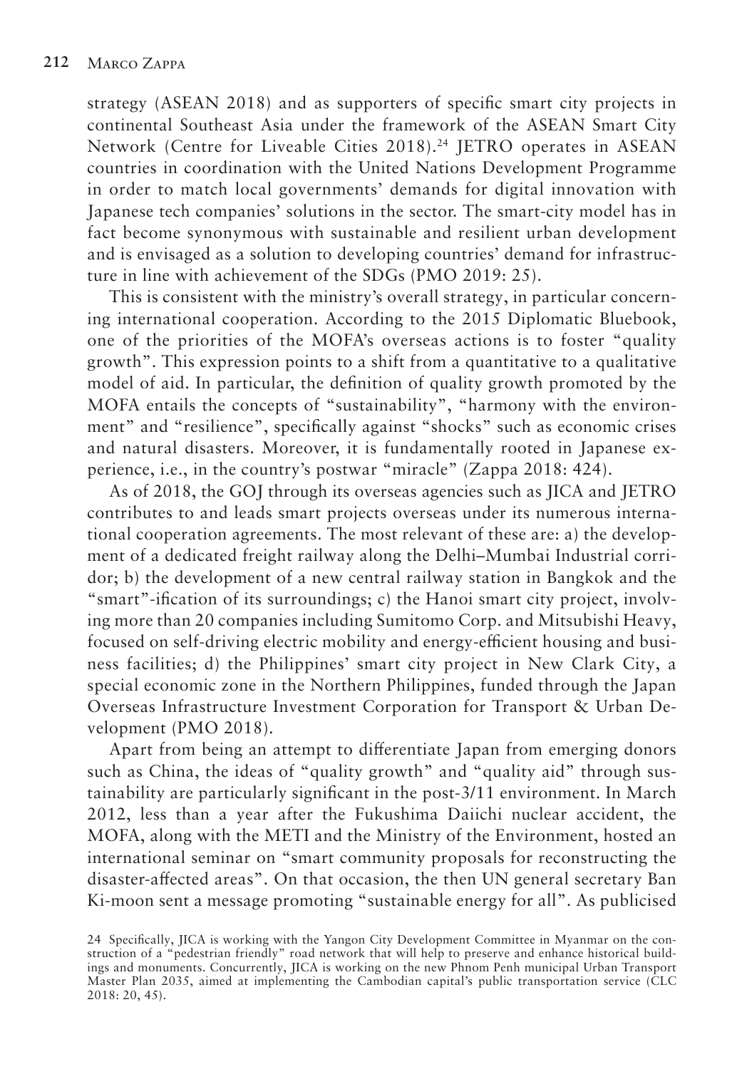strategy (ASEAN 2018) and as supporters of specific smart city projects in continental Southeast Asia under the framework of the ASEAN Smart City Network (Centre for Liveable Cities 2018).[24] JETRO operates in ASEAN countries in coordination with the United Nations Development Programme in order to match local governments' demands for digital innovation with Japanese tech companies' solutions in the sector. The smart-city model has in fact become synonymous with sustainable and resilient urban development and is envisaged as a solution to developing countries' demand for infrastructure in line with achievement of the SDGs (PMO 2019: 25).

This is consistent with the ministry's overall strategy, in particular concerning international cooperation. According to the 2015 Diplomatic Bluebook, one of the priorities of the MOFA's overseas actions is to foster "quality growth". This expression points to a shift from a quantitative to a qualitative model of aid. In particular, the definition of quality growth promoted by the MOFA entails the concepts of "sustainability", "harmony with the environment" and "resilience", specifically against "shocks" such as economic crises and natural disasters. Moreover, it is fundamentally rooted in Japanese experience, i.e., in the country's postwar "miracle" (Zappa 2018: 424).

As of 2018, the GOJ through its overseas agencies such as JICA and JETRO contributes to and leads smart projects overseas under its numerous international cooperation agreements. The most relevant of these are: a) the development of a dedicated freight railway along the Delhi–Mumbai Industrial corridor; b) the development of a new central railway station in Bangkok and the "smart"-ification of its surroundings; c) the Hanoi smart city project, involving more than 20 companies including Sumitomo Corp. and Mitsubishi Heavy, focused on self-driving electric mobility and energy-efficient housing and business facilities; d) the Philippines' smart city project in New Clark City, a special economic zone in the Northern Philippines, funded through the Japan Overseas Infrastructure Investment Corporation for Transport & Urban Development (PMO 2018).

Apart from being an attempt to differentiate Japan from emerging donors such as China, the ideas of "quality growth" and "quality aid" through sustainability are particularly significant in the post-3/11 environment. In March 2012, less than a year after the Fukushima Daiichi nuclear accident, the MOFA, along with the METI and the Ministry of the Environment, hosted an international seminar on "smart community proposals for reconstructing the disaster-affected areas". On that occasion, the then UN general secretary Ban Ki-moon sent a message promoting "sustainable energy for all". As publicised

24 Specifically, JICA is working with the Yangon City Development Committee in Myanmar on the construction of a "pedestrian friendly" road network that will help to preserve and enhance historical buildings and monuments. Concurrently, JICA is working on the new Phnom Penh municipal Urban Transport Master Plan 2035, aimed at implementing the Cambodian capital's public transportation service (CLC 2018: 20, 45).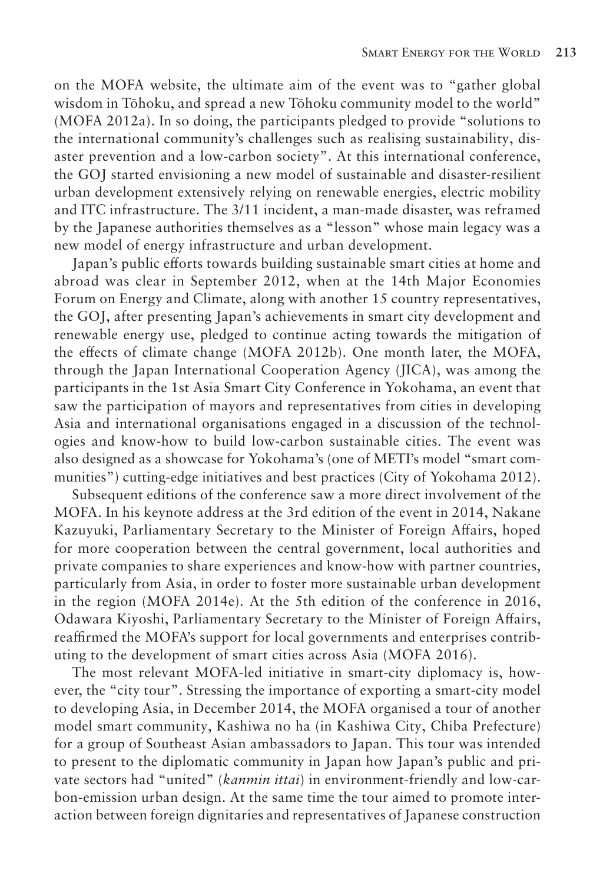on the MOFA website, the ultimate aim of the event was to "gather global wisdom in Tōhoku, and spread a new Tōhoku community model to the world" (MOFA 2012a). In so doing, the participants pledged to provide "solutions to the international community's challenges such as realising sustainability, disaster prevention and a low-carbon society". At this international conference, the GOJ started envisioning a new model of sustainable and disaster-resilient urban development extensively relying on renewable energies, electric mobility and ITC infrastructure. The 3/11 incident, a man-made disaster, was reframed by the Japanese authorities themselves as a "lesson" whose main legacy was a new model of energy infrastructure and urban development.

Japan's public efforts towards building sustainable smart cities at home and abroad was clear in September 2012, when at the 14th Major Economies Forum on Energy and Climate, along with another 15 country representatives, the GOJ, after presenting Japan's achievements in smart city development and renewable energy use, pledged to continue acting towards the mitigation of the effects of climate change (MOFA 2012b). One month later, the MOFA, through the Japan International Cooperation Agency (JICA), was among the participants in the 1st Asia Smart City Conference in Yokohama, an event that saw the participation of mayors and representatives from cities in developing Asia and international organisations engaged in a discussion of the technologies and know-how to build low-carbon sustainable cities. The event was also designed as a showcase for Yokohama's (one of METI's model "smart communities") cutting-edge initiatives and best practices (City of Yokohama 2012).

Subsequent editions of the conference saw a more direct involvement of the MOFA. In his keynote address at the 3rd edition of the event in 2014, Nakane Kazuyuki, Parliamentary Secretary to the Minister of Foreign Affairs, hoped for more cooperation between the central government, local authorities and private companies to share experiences and know-how with partner countries, particularly from Asia, in order to foster more sustainable urban development in the region (MOFA 2014e). At the 5th edition of the conference in 2016, Odawara Kiyoshi, Parliamentary Secretary to the Minister of Foreign Affairs, reaffirmed the MOFA's support for local governments and enterprises contributing to the development of smart cities across Asia (MOFA 2016).

The most relevant MOFA-led initiative in smart-city diplomacy is, however, the "city tour". Stressing the importance of exporting a smart-city model to developing Asia, in December 2014, the MOFA organised a tour of another model smart community, Kashiwa no ha (in Kashiwa City, Chiba Prefecture) for a group of Southeast Asian ambassadors to Japan. This tour was intended to present to the diplomatic community in Japan how Japan's public and private sectors had "united" (*kanmin ittai*) in environment-friendly and low-carbon-emission urban design. At the same time the tour aimed to promote interaction between foreign dignitaries and representatives of Japanese construction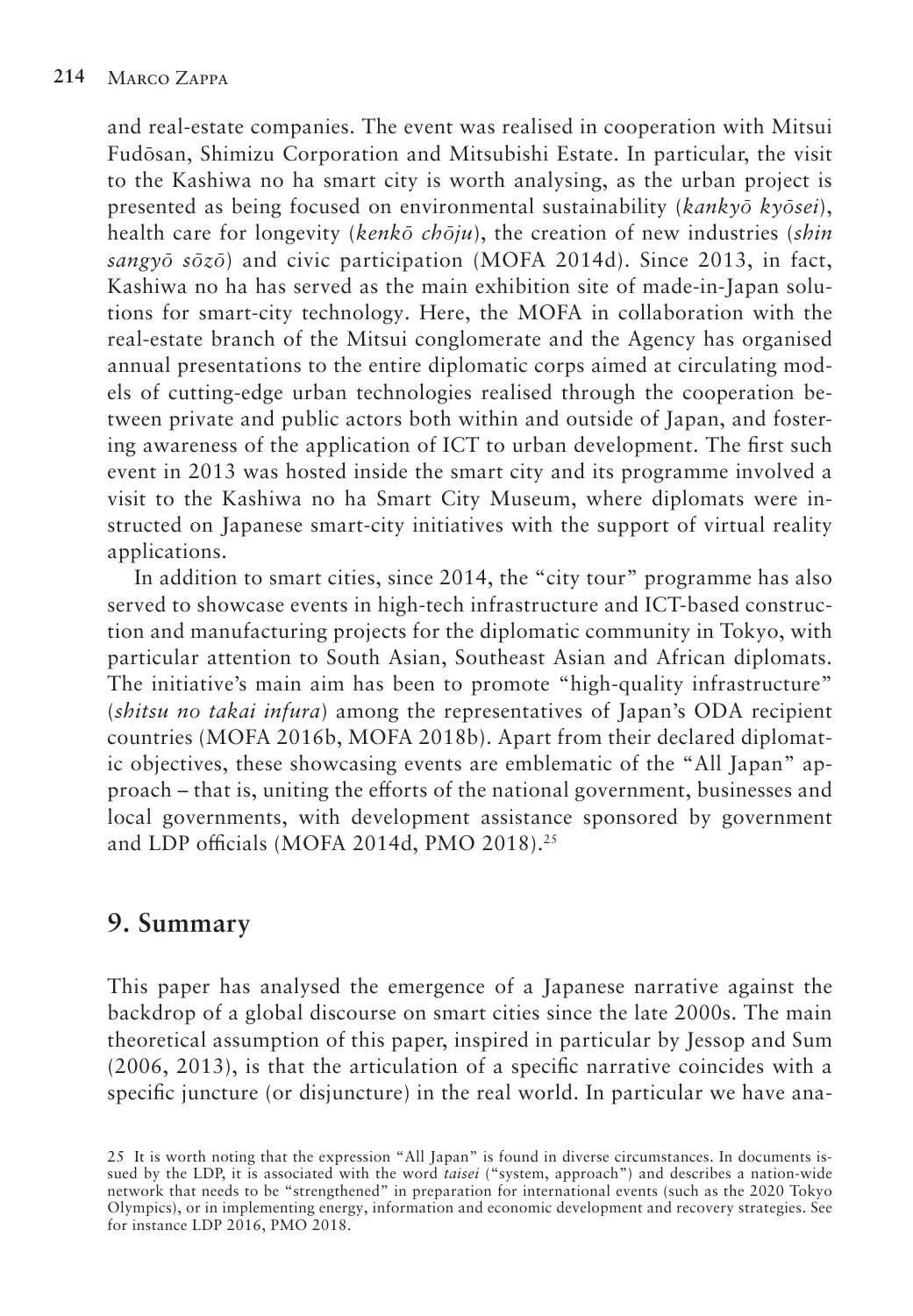and real-estate companies. The event was realised in cooperation with Mitsui Fudōsan, Shimizu Corporation and Mitsubishi Estate. In particular, the visit to the Kashiwa no ha smart city is worth analysing, as the urban project is presented as being focused on environmental sustainability (*kankyō kyōsei*), health care for longevity (*kenkō chōju*), the creation of new industries (*shin sangyō sōzō*) and civic participation (MOFA 2014d). Since 2013, in fact, Kashiwa no ha has served as the main exhibition site of made-in-Japan solutions for smart-city technology. Here, the MOFA in collaboration with the real-estate branch of the Mitsui conglomerate and the Agency has organised annual presentations to the entire diplomatic corps aimed at circulating models of cutting-edge urban technologies realised through the cooperation between private and public actors both within and outside of Japan, and fostering awareness of the application of ICT to urban development. The first such event in 2013 was hosted inside the smart city and its programme involved a visit to the Kashiwa no ha Smart City Museum, where diplomats were instructed on Japanese smart-city initiatives with the support of virtual reality applications.

In addition to smart cities, since 2014, the "city tour" programme has also served to showcase events in high-tech infrastructure and ICT-based construction and manufacturing projects for the diplomatic community in Tokyo, with particular attention to South Asian, Southeast Asian and African diplomats. The initiative's main aim has been to promote "high-quality infrastructure" (*shitsu no takai infura*) among the representatives of Japan's ODA recipient countries (MOFA 2016b, MOFA 2018b). Apart from their declared diplomatic objectives, these showcasing events are emblematic of the "All Japan" approach – that is, uniting the efforts of the national government, businesses and local governments, with development assistance sponsored by government and LDP officials (MOFA 2014d, PMO 2018).[25]

## 9. Summary

This paper has analysed the emergence of a Japanese narrative against the backdrop of a global discourse on smart cities since the late 2000s. The main theoretical assumption of this paper, inspired in particular by Jessop and Sum (2006, 2013), is that the articulation of a specific narrative coincides with a specific juncture (or disjuncture) in the real world. In particular we have ana-

25 It is worth noting that the expression "All Japan" is found in diverse circumstances. In documents issued by the LDP, it is associated with the word *taisei* ("system, approach") and describes a nation-wide network that needs to be "strengthened" in preparation for international events (such as the 2020 Tokyo Olympics), or in implementing energy, information and economic development and recovery strategies. See for instance LDP 2016, PMO 2018.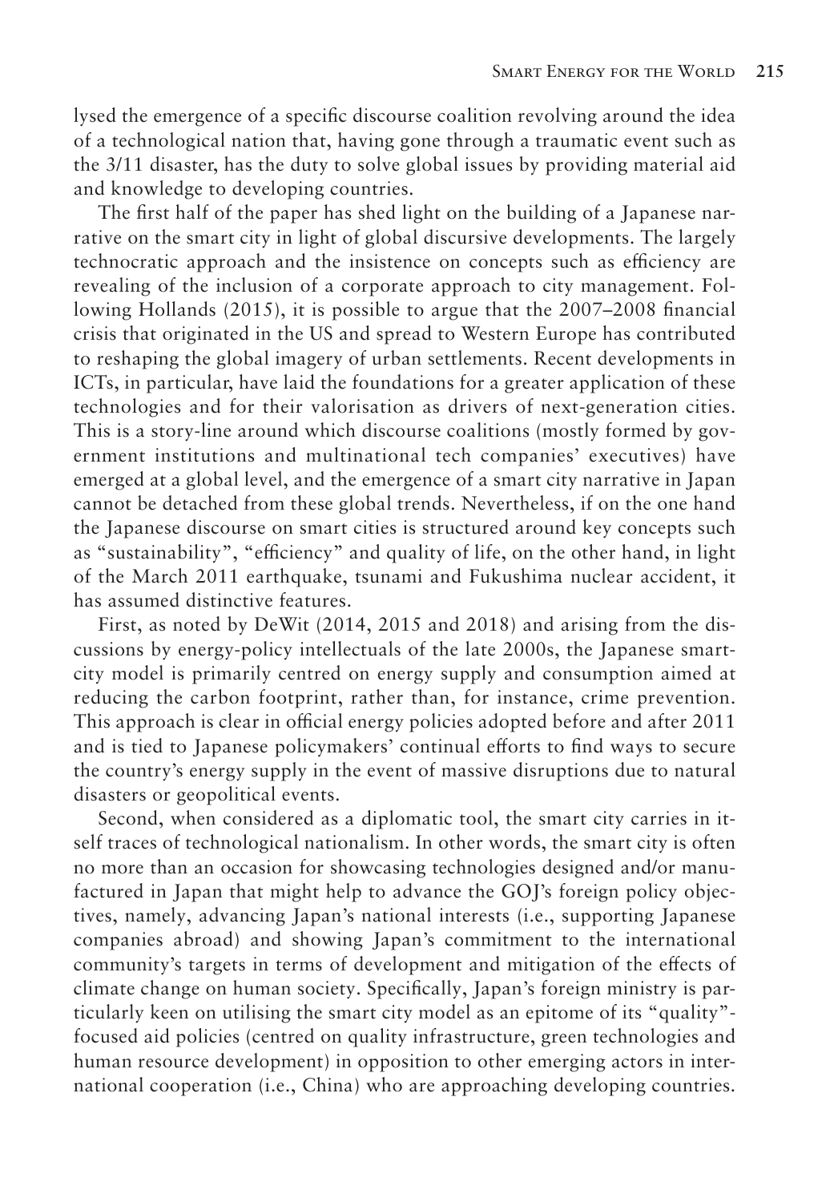lysed the emergence of a specific discourse coalition revolving around the idea of a technological nation that, having gone through a traumatic event such as the 3/11 disaster, has the duty to solve global issues by providing material aid and knowledge to developing countries.

The first half of the paper has shed light on the building of a Japanese narrative on the smart city in light of global discursive developments. The largely technocratic approach and the insistence on concepts such as efficiency are revealing of the inclusion of a corporate approach to city management. Following Hollands (2015), it is possible to argue that the 2007–2008 financial crisis that originated in the US and spread to Western Europe has contributed to reshaping the global imagery of urban settlements. Recent developments in ICTs, in particular, have laid the foundations for a greater application of these technologies and for their valorisation as drivers of next-generation cities. This is a story-line around which discourse coalitions (mostly formed by government institutions and multinational tech companies' executives) have emerged at a global level, and the emergence of a smart city narrative in Japan cannot be detached from these global trends. Nevertheless, if on the one hand the Japanese discourse on smart cities is structured around key concepts such as "sustainability", "efficiency" and quality of life, on the other hand, in light of the March 2011 earthquake, tsunami and Fukushima nuclear accident, it has assumed distinctive features.

First, as noted by DeWit (2014, 2015 and 2018) and arising from the discussions by energy-policy intellectuals of the late 2000s, the Japanese smart-city model is primarily centred on energy supply and consumption aimed at reducing the carbon footprint, rather than, for instance, crime prevention. This approach is clear in official energy policies adopted before and after 2011 and is tied to Japanese policymakers' continual efforts to find ways to secure the country's energy supply in the event of massive disruptions due to natural disasters or geopolitical events.

Second, when considered as a diplomatic tool, the smart city carries in itself traces of technological nationalism. In other words, the smart city is often no more than an occasion for showcasing technologies designed and/or manufactured in Japan that might help to advance the GOJ's foreign policy objectives, namely, advancing Japan's national interests (i.e., supporting Japanese companies abroad) and showing Japan's commitment to the international community's targets in terms of development and mitigation of the effects of climate change on human society. Specifically, Japan's foreign ministry is particularly keen on utilising the smart city model as an epitome of its "quality"-focused aid policies (centred on quality infrastructure, green technologies and human resource development) in opposition to other emerging actors in international cooperation (i.e., China) who are approaching developing countries.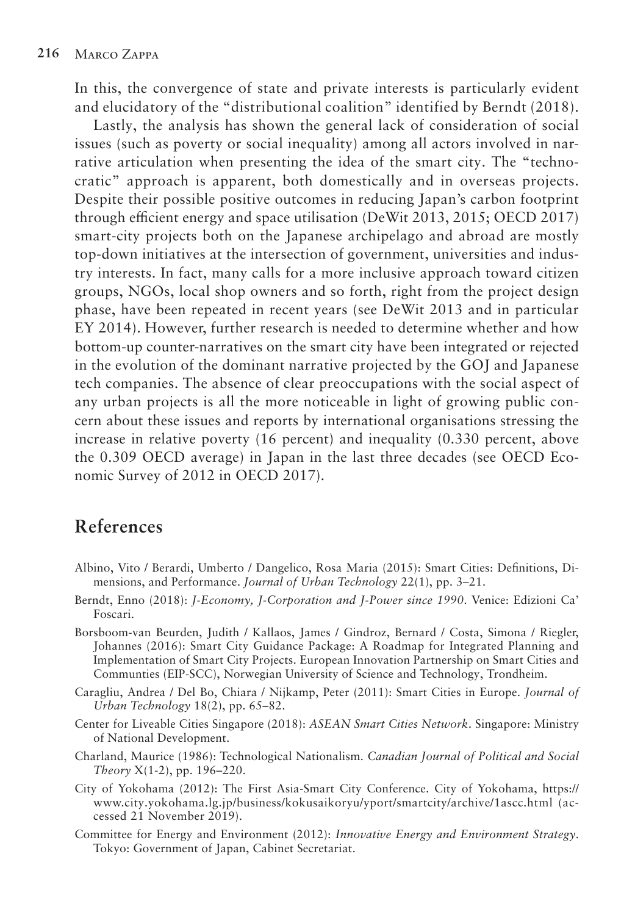In this, the convergence of state and private interests is particularly evident and elucidatory of the "distributional coalition" identified by Berndt (2018).

Lastly, the analysis has shown the general lack of consideration of social issues (such as poverty or social inequality) among all actors involved in narrative articulation when presenting the idea of the smart city. The "technocratic" approach is apparent, both domestically and in overseas projects. Despite their possible positive outcomes in reducing Japan's carbon footprint through efficient energy and space utilisation (DeWit 2013, 2015; OECD 2017) smart-city projects both on the Japanese archipelago and abroad are mostly top-down initiatives at the intersection of government, universities and industry interests. In fact, many calls for a more inclusive approach toward citizen groups, NGOs, local shop owners and so forth, right from the project design phase, have been repeated in recent years (see DeWit 2013 and in particular EY 2014). However, further research is needed to determine whether and how bottom-up counter-narratives on the smart city have been integrated or rejected in the evolution of the dominant narrative projected by the GOJ and Japanese tech companies. The absence of clear preoccupations with the social aspect of any urban projects is all the more noticeable in light of growing public concern about these issues and reports by international organisations stressing the increase in relative poverty (16 percent) and inequality (0.330 percent, above the 0.309 OECD average) in Japan in the last three decades (see OECD Economic Survey of 2012 in OECD 2017).

## References

Albino, Vito / Berardi, Umberto / Dangelico, Rosa Maria (2015): Smart Cities: Definitions, Dimensions, and Performance. *Journal of Urban Technology* 22(1), pp. 3–21.

Berndt, Enno (2018): *J-Economy, J-Corporation and J-Power since 1990*. Venice: Edizioni Ca' Foscari.

Borsboom-van Beurden, Judith / Kallaos, James / Gindroz, Bernard / Costa, Simona / Riegler, Johannes (2016): Smart City Guidance Package: A Roadmap for Integrated Planning and Implementation of Smart City Projects. European Innovation Partnership on Smart Cities and Communties (EIP-SCC), Norwegian University of Science and Technology, Trondheim.

Caragliu, Andrea / Del Bo, Chiara / Nijkamp, Peter (2011): Smart Cities in Europe. *Journal of Urban Technology* 18(2), pp. 65–82.

Center for Liveable Cities Singapore (2018): *ASEAN Smart Cities Network*. Singapore: Ministry of National Development.

Charland, Maurice (1986): Technological Nationalism. *Canadian Journal of Political and Social Theory* X(1-2), pp. 196–220.

City of Yokohama (2012): The First Asia-Smart City Conference. City of Yokohama, https://www.city.yokohama.lg.jp/business/kokusaikoryu/yport/smartcity/archive/1ascc.html (accessed 21 November 2019).

Committee for Energy and Environment (2012): *Innovative Energy and Environment Strategy*. Tokyo: Government of Japan, Cabinet Secretariat.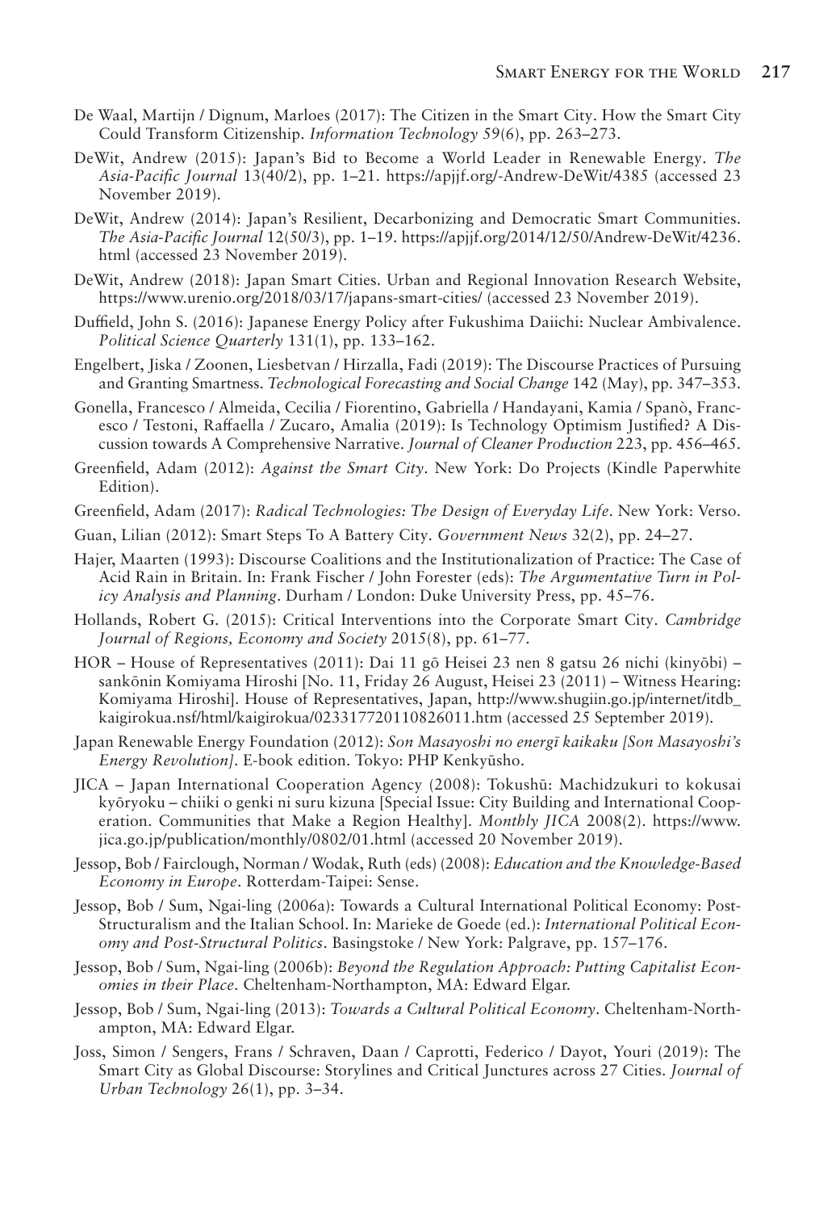De Waal, Martijn / Dignum, Marloes (2017): The Citizen in the Smart City. How the Smart City Could Transform Citizenship. *Information Technology* 59(6), pp. 263–273.

DeWit, Andrew (2015): Japan's Bid to Become a World Leader in Renewable Energy. *The Asia-Pacific Journal* 13(40/2), pp. 1–21. https://apjjf.org/-Andrew-DeWit/4385 (accessed 23 November 2019).

DeWit, Andrew (2014): Japan's Resilient, Decarbonizing and Democratic Smart Communities. *The Asia-Pacific Journal* 12(50/3), pp. 1–19. https://apjjf.org/2014/12/50/Andrew-DeWit/4236.html (accessed 23 November 2019).

DeWit, Andrew (2018): Japan Smart Cities. Urban and Regional Innovation Research Website, https://www.urenio.org/2018/03/17/japans-smart-cities/ (accessed 23 November 2019).

Duffield, John S. (2016): Japanese Energy Policy after Fukushima Daiichi: Nuclear Ambivalence. *Political Science Quarterly* 131(1), pp. 133–162.

Engelbert, Jiska / Zoonen, Liesbetvan / Hirzalla, Fadi (2019): The Discourse Practices of Pursuing and Granting Smartness. *Technological Forecasting and Social Change* 142 (May), pp. 347–353.

Gonella, Francesco / Almeida, Cecilia / Fiorentino, Gabriella / Handayani, Kamia / Spanò, Francesco / Testoni, Raffaella / Zucaro, Amalia (2019): Is Technology Optimism Justified? A Discussion towards A Comprehensive Narrative. *Journal of Cleaner Production* 223, pp. 456–465.

Greenfield, Adam (2012): *Against the Smart City*. New York: Do Projects (Kindle Paperwhite Edition).

Greenfield, Adam (2017): *Radical Technologies: The Design of Everyday Life*. New York: Verso.

Guan, Lilian (2012): Smart Steps To A Battery City. *Government News* 32(2), pp. 24–27.

Hajer, Maarten (1993): Discourse Coalitions and the Institutionalization of Practice: The Case of Acid Rain in Britain. In: Frank Fischer / John Forester (eds): *The Argumentative Turn in Policy Analysis and Planning*. Durham / London: Duke University Press, pp. 45–76.

Hollands, Robert G. (2015): Critical Interventions into the Corporate Smart City. *Cambridge Journal of Regions, Economy and Society* 2015(8), pp. 61–77.

HOR – House of Representatives (2011): Dai 11 gō Heisei 23 nen 8 gatsu 26 nichi (kinyōbi) – sankōnin Komiyama Hiroshi [No. 11, Friday 26 August, Heisei 23 (2011) – Witness Hearing: Komiyama Hiroshi]. House of Representatives, Japan, http://www.shugiin.go.jp/internet/itdb_kaigirokua.nsf/html/kaigirokua/023317720110826011.htm (accessed 25 September 2019).

Japan Renewable Energy Foundation (2012): *Son Masayoshi no energī kaikaku [Son Masayoshi's Energy Revolution]*. E-book edition. Tokyo: PHP Kenkyūsho.

JICA – Japan International Cooperation Agency (2008): Tokushū: Machidzukuri to kokusai kyōryoku – chiiki o genki ni suru kizuna [Special Issue: City Building and International Cooperation. Communities that Make a Region Healthy]. *Monthly JICA* 2008(2). https://www.jica.go.jp/publication/monthly/0802/01.html (accessed 20 November 2019).

Jessop, Bob / Fairclough, Norman / Wodak, Ruth (eds) (2008): *Education and the Knowledge-Based Economy in Europe*. Rotterdam-Taipei: Sense.

Jessop, Bob / Sum, Ngai-ling (2006a): Towards a Cultural International Political Economy: Post-Structuralism and the Italian School. In: Marieke de Goede (ed.): *International Political Economy and Post-Structural Politics*. Basingstoke / New York: Palgrave, pp. 157–176.

Jessop, Bob / Sum, Ngai-ling (2006b): *Beyond the Regulation Approach: Putting Capitalist Economies in their Place*. Cheltenham-Northampton, MA: Edward Elgar.

Jessop, Bob / Sum, Ngai-ling (2013): *Towards a Cultural Political Economy*. Cheltenham-Northampton, MA: Edward Elgar.

Joss, Simon / Sengers, Frans / Schraven, Daan / Caprotti, Federico / Dayot, Youri (2019): The Smart City as Global Discourse: Storylines and Critical Junctures across 27 Cities. *Journal of Urban Technology* 26(1), pp. 3–34.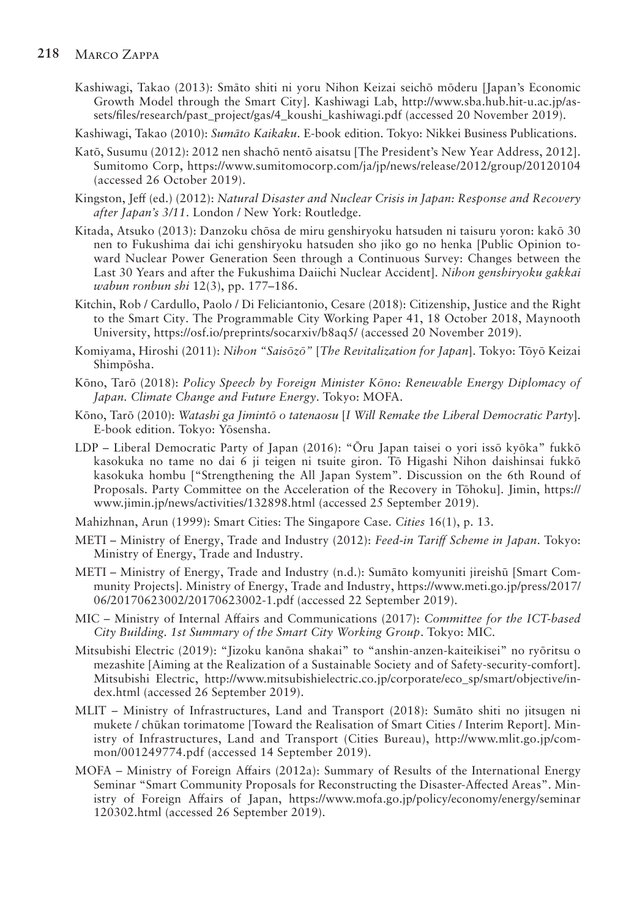Kashiwagi, Takao (2013): Smāto shiti ni yoru Nihon Keizai seichō mōderu [Japan's Economic Growth Model through the Smart City]. Kashiwagi Lab, http://www.sba.hub.hit-u.ac.jp/assets/files/research/past_project/gas/4_koushi_kashiwagi.pdf (accessed 20 November 2019).

Kashiwagi, Takao (2010): *Sumāto Kaikaku*. E-book edition. Tokyo: Nikkei Business Publications.

Katō, Susumu (2012): 2012 nen shachō nentō aisatsu [The President's New Year Address, 2012]. Sumitomo Corp, https://www.sumitomocorp.com/ja/jp/news/release/2012/group/20120104 (accessed 26 October 2019).

Kingston, Jeff (ed.) (2012): *Natural Disaster and Nuclear Crisis in Japan: Response and Recovery after Japan's 3/11*. London / New York: Routledge.

Kitada, Atsuko (2013): Danzoku chōsa de miru genshiryoku hatsuden ni taisuru yoron: kakō 30 nen to Fukushima dai ichi genshiryoku hatsuden sho jiko go no henka [Public Opinion toward Nuclear Power Generation Seen through a Continuous Survey: Changes between the Last 30 Years and after the Fukushima Daiichi Nuclear Accident]. *Nihon genshiryoku gakkai wabun ronbun shi* 12(3), pp. 177–186.

Kitchin, Rob / Cardullo, Paolo / Di Feliciantonio, Cesare (2018): Citizenship, Justice and the Right to the Smart City. The Programmable City Working Paper 41, 18 October 2018, Maynooth University, https://osf.io/preprints/socarxiv/b8aq5/ (accessed 20 November 2019).

Komiyama, Hiroshi (2011): *Nihon "Saisōzō"* [*The Revitalization for Japan*]. Tokyo: Tōyō Keizai Shimpōsha.

Kōno, Tarō (2018): *Policy Speech by Foreign Minister Kōno: Renewable Energy Diplomacy of Japan. Climate Change and Future Energy*. Tokyo: MOFA.

Kōno, Tarō (2010): *Watashi ga Jimintō o tatenaosu* [*I Will Remake the Liberal Democratic Party*]. E-book edition. Tokyo: Yōsensha.

LDP – Liberal Democratic Party of Japan (2016): "Ōru Japan taisei o yori issō kyōka" fukkō kasokuka no tame no dai 6 ji teigen ni tsuite giron. Tō Higashi Nihon daishinsai fukkō kasokuka hombu ["Strengthening the All Japan System". Discussion on the 6th Round of Proposals. Party Committee on the Acceleration of the Recovery in Tōhoku]. Jimin, https://www.jimin.jp/news/activities/132898.html (accessed 25 September 2019).

Mahizhnan, Arun (1999): Smart Cities: The Singapore Case. *Cities* 16(1), p. 13.

METI – Ministry of Energy, Trade and Industry (2012): *Feed-in Tariff Scheme in Japan*. Tokyo: Ministry of Energy, Trade and Industry.

METI – Ministry of Energy, Trade and Industry (n.d.): Sumāto komyuniti jireishū [Smart Community Projects]. Ministry of Energy, Trade and Industry, https://www.meti.go.jp/press/2017/06/20170623002/20170623002-1.pdf (accessed 22 September 2019).

MIC – Ministry of Internal Affairs and Communications (2017): *Committee for the ICT-based City Building. 1st Summary of the Smart City Working Group*. Tokyo: MIC.

Mitsubishi Electric (2019): "Jizoku kanōna shakai" to "anshin-anzen-kaiteikisei" no ryōritsu o mezashite [Aiming at the Realization of a Sustainable Society and of Safety-security-comfort]. Mitsubishi Electric, http://www.mitsubishielectric.co.jp/corporate/eco_sp/smart/objective/index.html (accessed 26 September 2019).

MLIT – Ministry of Infrastructures, Land and Transport (2018): Sumāto shiti no jitsugen ni mukete / chūkan torimatome [Toward the Realisation of Smart Cities / Interim Report]. Ministry of Infrastructures, Land and Transport (Cities Bureau), http://www.mlit.go.jp/common/001249774.pdf (accessed 14 September 2019).

MOFA – Ministry of Foreign Affairs (2012a): Summary of Results of the International Energy Seminar "Smart Community Proposals for Reconstructing the Disaster-Affected Areas". Ministry of Foreign Affairs of Japan, https://www.mofa.go.jp/policy/economy/energy/seminar120302.html (accessed 26 September 2019).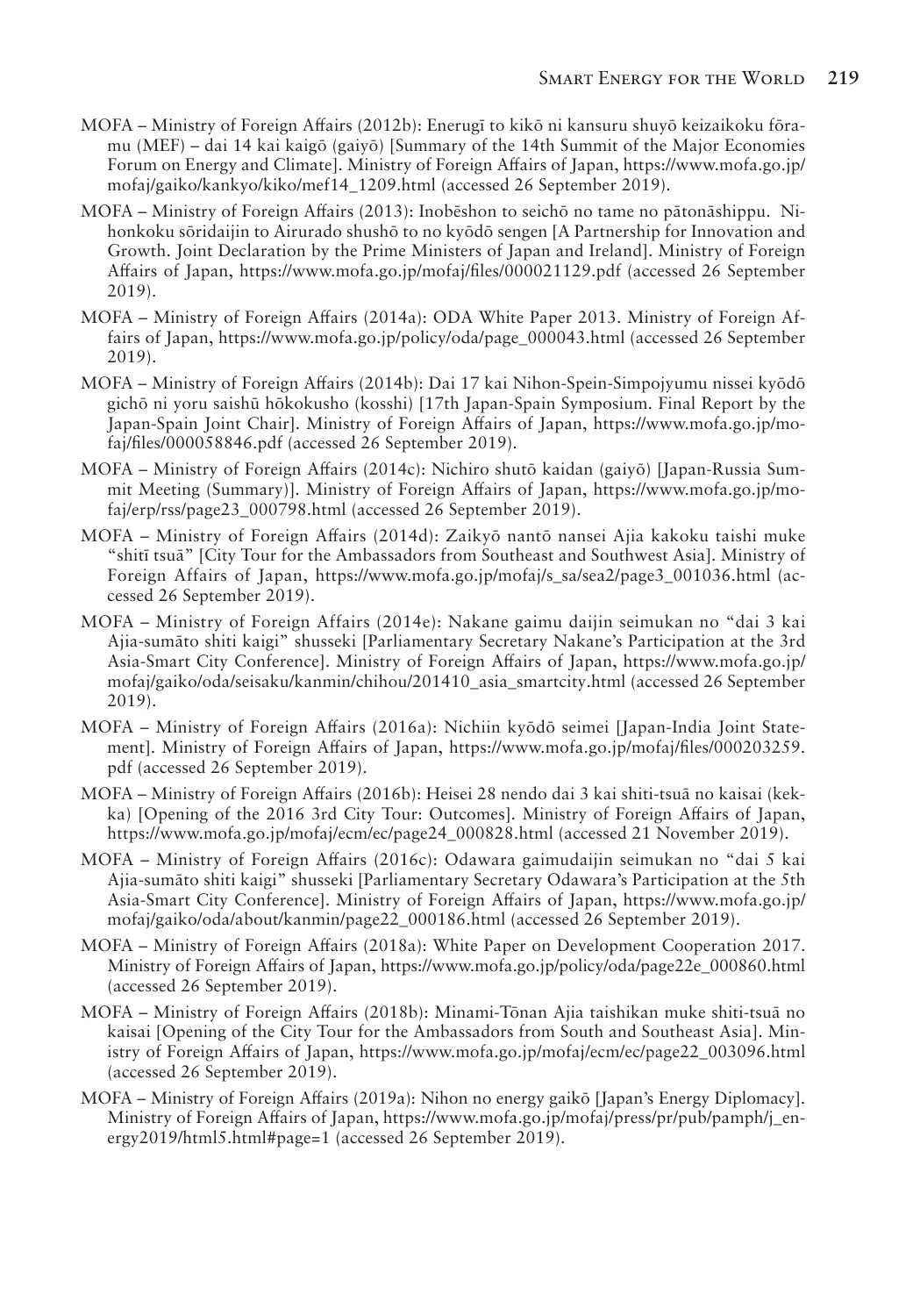MOFA – Ministry of Foreign Affairs (2012b): Enerugī to kikō ni kansuru shuyō keizaikoku fōramu (MEF) – dai 14 kai kaigō (gaiyō) [Summary of the 14th Summit of the Major Economies Forum on Energy and Climate]. Ministry of Foreign Affairs of Japan, https://www.mofa.go.jp/mofaj/gaiko/kankyo/kiko/mef14_1209.html (accessed 26 September 2019).

MOFA – Ministry of Foreign Affairs (2013): Inobēshon to seichō no tame no pātonāshippu. Nihonkoku sōridaijin to Airurado shushō to no kyōdō sengen [A Partnership for Innovation and Growth. Joint Declaration by the Prime Ministers of Japan and Ireland]. Ministry of Foreign Affairs of Japan, https://www.mofa.go.jp/mofaj/files/000021129.pdf (accessed 26 September 2019).

MOFA – Ministry of Foreign Affairs (2014a): ODA White Paper 2013. Ministry of Foreign Affairs of Japan, https://www.mofa.go.jp/policy/oda/page_000043.html (accessed 26 September 2019).

MOFA – Ministry of Foreign Affairs (2014b): Dai 17 kai Nihon-Spein-Simpojyumu nissei kyōdō gichō ni yoru saishū hōkokusho (kosshi) [17th Japan-Spain Symposium. Final Report by the Japan-Spain Joint Chair]. Ministry of Foreign Affairs of Japan, https://www.mofa.go.jp/mofaj/files/000058846.pdf (accessed 26 September 2019).

MOFA – Ministry of Foreign Affairs (2014c): Nichiro shutō kaidan (gaiyō) [Japan-Russia Summit Meeting (Summary)]. Ministry of Foreign Affairs of Japan, https://www.mofa.go.jp/mofaj/erp/rss/page23_000798.html (accessed 26 September 2019).

MOFA – Ministry of Foreign Affairs (2014d): Zaikyō nantō nansei Ajia kakoku taishi muke "shitī tsuā" [City Tour for the Ambassadors from Southeast and Southwest Asia]. Ministry of Foreign Affairs of Japan, https://www.mofa.go.jp/mofaj/s_sa/sea2/page3_001036.html (accessed 26 September 2019).

MOFA – Ministry of Foreign Affairs (2014e): Nakane gaimu daijin seimukan no "dai 3 kai Ajia-sumāto shiti kaigi" shusseki [Parliamentary Secretary Nakane's Participation at the 3rd Asia-Smart City Conference]. Ministry of Foreign Affairs of Japan, https://www.mofa.go.jp/mofaj/gaiko/oda/seisaku/kanmin/chihou/201410_asia_smartcity.html (accessed 26 September 2019).

MOFA – Ministry of Foreign Affairs (2016a): Nichiin kyōdō seimei [Japan-India Joint Statement]. Ministry of Foreign Affairs of Japan, https://www.mofa.go.jp/mofaj/files/000203259.pdf (accessed 26 September 2019).

MOFA – Ministry of Foreign Affairs (2016b): Heisei 28 nendo dai 3 kai shiti-tsuā no kaisai (kekka) [Opening of the 2016 3rd City Tour: Outcomes]. Ministry of Foreign Affairs of Japan, https://www.mofa.go.jp/mofaj/ecm/ec/page24_000828.html (accessed 21 November 2019).

MOFA – Ministry of Foreign Affairs (2016c): Odawara gaimudaijin seimukan no "dai 5 kai Ajia-sumāto shiti kaigi" shusseki [Parliamentary Secretary Odawara's Participation at the 5th Asia-Smart City Conference]. Ministry of Foreign Affairs of Japan, https://www.mofa.go.jp/mofaj/gaiko/oda/about/kanmin/page22_000186.html (accessed 26 September 2019).

MOFA – Ministry of Foreign Affairs (2018a): White Paper on Development Cooperation 2017. Ministry of Foreign Affairs of Japan, https://www.mofa.go.jp/policy/oda/page22e_000860.html (accessed 26 September 2019).

MOFA – Ministry of Foreign Affairs (2018b): Minami-Tōnan Ajia taishikan muke shiti-tsuā no kaisai [Opening of the City Tour for the Ambassadors from South and Southeast Asia]. Ministry of Foreign Affairs of Japan, https://www.mofa.go.jp/mofaj/ecm/ec/page22_003096.html (accessed 26 September 2019).

MOFA – Ministry of Foreign Affairs (2019a): Nihon no energy gaikō [Japan's Energy Diplomacy]. Ministry of Foreign Affairs of Japan, https://www.mofa.go.jp/mofaj/press/pr/pub/pamph/j_energy2019/html5.html#page=1 (accessed 26 September 2019).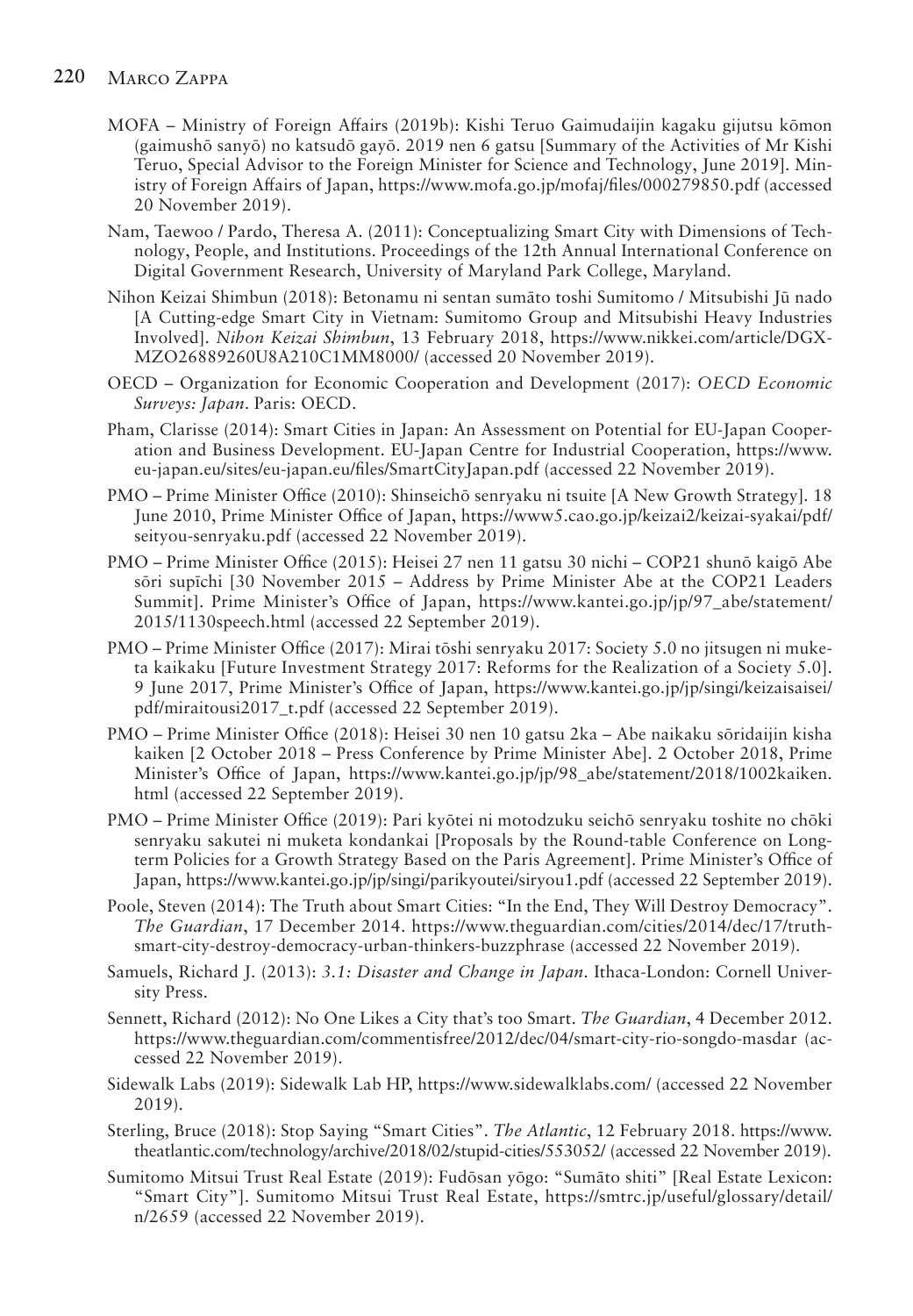MOFA – Ministry of Foreign Affairs (2019b): Kishi Teruo Gaimudaijin kagaku gijutsu kōmon (gaimushō sanyō) no katsudō gayō. 2019 nen 6 gatsu [Summary of the Activities of Mr Kishi Teruo, Special Advisor to the Foreign Minister for Science and Technology, June 2019]. Ministry of Foreign Affairs of Japan, https://www.mofa.go.jp/mofaj/files/000279850.pdf (accessed 20 November 2019).

Nam, Taewoo / Pardo, Theresa A. (2011): Conceptualizing Smart City with Dimensions of Technology, People, and Institutions. Proceedings of the 12th Annual International Conference on Digital Government Research, University of Maryland Park College, Maryland.

Nihon Keizai Shimbun (2018): Betonamu ni sentan sumāto toshi Sumitomo / Mitsubishi Jū nado [A Cutting-edge Smart City in Vietnam: Sumitomo Group and Mitsubishi Heavy Industries Involved]. *Nihon Keizai Shimbun*, 13 February 2018, https://www.nikkei.com/article/DGXMZO26889260U8A210C1MM8000/ (accessed 20 November 2019).

OECD – Organization for Economic Cooperation and Development (2017): *OECD Economic Surveys: Japan*. Paris: OECD.

Pham, Clarisse (2014): Smart Cities in Japan: An Assessment on Potential for EU-Japan Cooperation and Business Development. EU-Japan Centre for Industrial Cooperation, https://www.eu-japan.eu/sites/eu-japan.eu/files/SmartCityJapan.pdf (accessed 22 November 2019).

PMO – Prime Minister Office (2010): Shinseichō senryaku ni tsuite [A New Growth Strategy]. 18 June 2010, Prime Minister Office of Japan, https://www5.cao.go.jp/keizai2/keizai-syakai/pdf/seityou-senryaku.pdf (accessed 22 November 2019).

PMO – Prime Minister Office (2015): Heisei 27 nen 11 gatsu 30 nichi – COP21 shunō kaigō Abe sōri supīchi [30 November 2015 – Address by Prime Minister Abe at the COP21 Leaders Summit]. Prime Minister's Office of Japan, https://www.kantei.go.jp/jp/97_abe/statement/2015/1130speech.html (accessed 22 September 2019).

PMO – Prime Minister Office (2017): Mirai tōshi senryaku 2017: Society 5.0 no jitsugen ni muketa kaikaku [Future Investment Strategy 2017: Reforms for the Realization of a Society 5.0]. 9 June 2017, Prime Minister's Office of Japan, https://www.kantei.go.jp/jp/singi/keizaisaisei/pdf/miraitousi2017_t.pdf (accessed 22 September 2019).

PMO – Prime Minister Office (2018): Heisei 30 nen 10 gatsu 2ka – Abe naikaku sōridaijin kisha kaiken [2 October 2018 – Press Conference by Prime Minister Abe]. 2 October 2018, Prime Minister's Office of Japan, https://www.kantei.go.jp/jp/98_abe/statement/2018/1002kaiken.html (accessed 22 September 2019).

PMO – Prime Minister Office (2019): Pari kyōtei ni motodzuku seichō senryaku toshite no chōki senryaku sakutei ni muketa kondankai [Proposals by the Round-table Conference on Long-term Policies for a Growth Strategy Based on the Paris Agreement]. Prime Minister's Office of Japan, https://www.kantei.go.jp/jp/singi/parikyoutei/siryou1.pdf (accessed 22 September 2019).

Poole, Steven (2014): The Truth about Smart Cities: "In the End, They Will Destroy Democracy". *The Guardian*, 17 December 2014. https://www.theguardian.com/cities/2014/dec/17/truth-smart-city-destroy-democracy-urban-thinkers-buzzphrase (accessed 22 November 2019).

Samuels, Richard J. (2013): *3.1: Disaster and Change in Japan*. Ithaca-London: Cornell University Press.

Sennett, Richard (2012): No One Likes a City that's too Smart. *The Guardian*, 4 December 2012. https://www.theguardian.com/commentisfree/2012/dec/04/smart-city-rio-songdo-masdar (accessed 22 November 2019).

Sidewalk Labs (2019): Sidewalk Lab HP, https://www.sidewalklabs.com/ (accessed 22 November 2019).

Sterling, Bruce (2018): Stop Saying "Smart Cities". *The Atlantic*, 12 February 2018. https://www.theatlantic.com/technology/archive/2018/02/stupid-cities/553052/ (accessed 22 November 2019).

Sumitomo Mitsui Trust Real Estate (2019): Fudōsan yōgo: "Sumāto shiti" [Real Estate Lexicon: "Smart City"]. Sumitomo Mitsui Trust Real Estate, https://smtrc.jp/useful/glossary/detail/n/2659 (accessed 22 November 2019).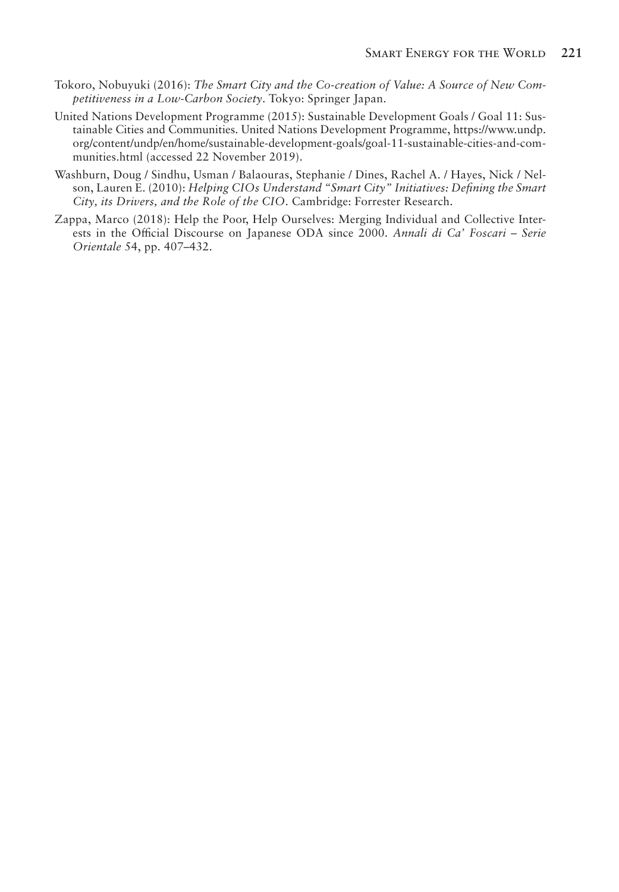Tokoro, Nobuyuki (2016): *The Smart City and the Co-creation of Value: A Source of New Competitiveness in a Low-Carbon Society*. Tokyo: Springer Japan.

United Nations Development Programme (2015): Sustainable Development Goals / Goal 11: Sustainable Cities and Communities. United Nations Development Programme, https://www.undp.org/content/undp/en/home/sustainable-development-goals/goal-11-sustainable-cities-and-communities.html (accessed 22 November 2019).

Washburn, Doug / Sindhu, Usman / Balaouras, Stephanie / Dines, Rachel A. / Hayes, Nick / Nelson, Lauren E. (2010): *Helping CIOs Understand "Smart City" Initiatives: Defining the Smart City, its Drivers, and the Role of the CIO*. Cambridge: Forrester Research.

Zappa, Marco (2018): Help the Poor, Help Ourselves: Merging Individual and Collective Interests in the Official Discourse on Japanese ODA since 2000. *Annali di Ca' Foscari – Serie Orientale* 54, pp. 407–432.